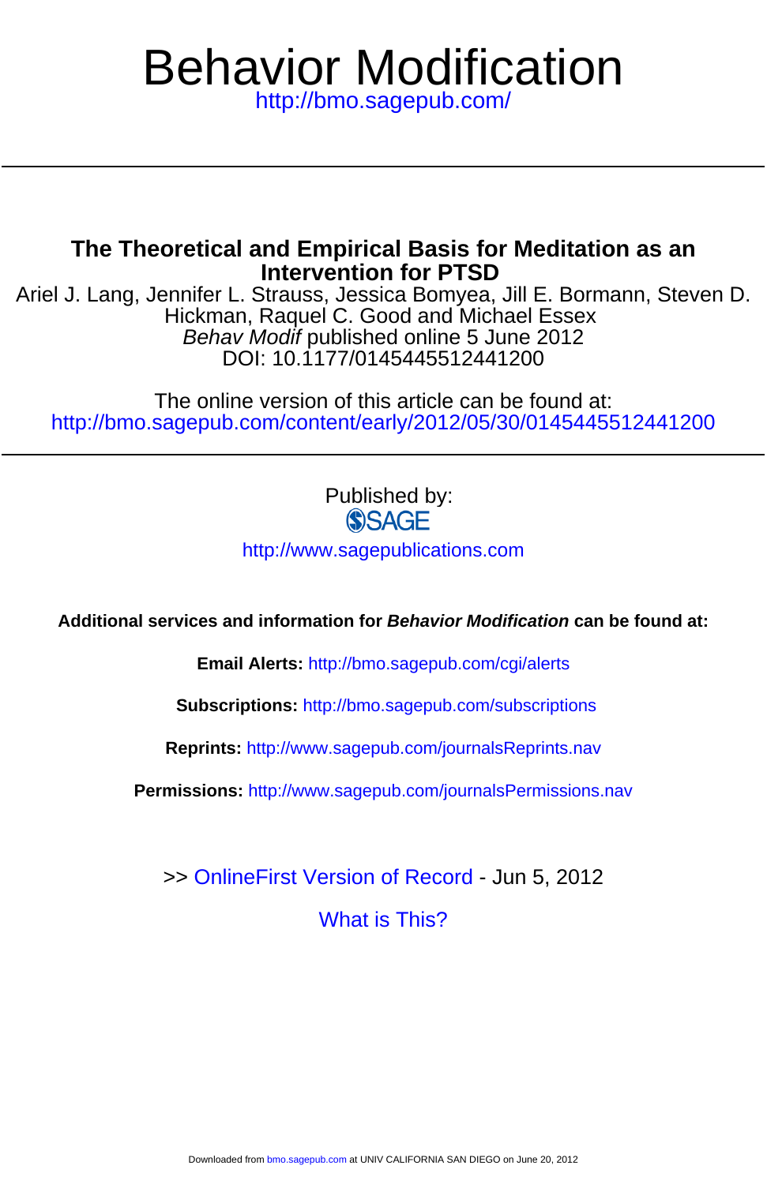# Behavior Modification

http://bmo.sagepub.com/

## The Theoretical and Empirical Basis for Meditation as an Intervention for PTSD

Ariel J. Lang, Jennifer L. Strauss, Jessica Bomyea, Jill E. Bormann, Steven D. Hickman, Raquel C. Good and Michael Essex

*Behav Modif* published online 5 June 2012

DOI: 10.1177/0145445512441200

The online version of this article can be found at:
http://bmo.sagepub.com/content/early/2012/05/30/0145445512441200

Published by:

SAGE

http://www.sagepublications.com

**Additional services and information for *Behavior Modification* can be found at:**

**Email Alerts:** http://bmo.sagepub.com/cgi/alerts

**Subscriptions:** http://bmo.sagepub.com/subscriptions

**Reprints:** http://www.sagepub.com/journalsReprints.nav

**Permissions:** http://www.sagepub.com/journalsPermissions.nav

>> OnlineFirst Version of Record - Jun 5, 2012

What is This?

Downloaded from bmo.sagepub.com at UNIV CALIFORNIA SAN DIEGO on June 20, 2012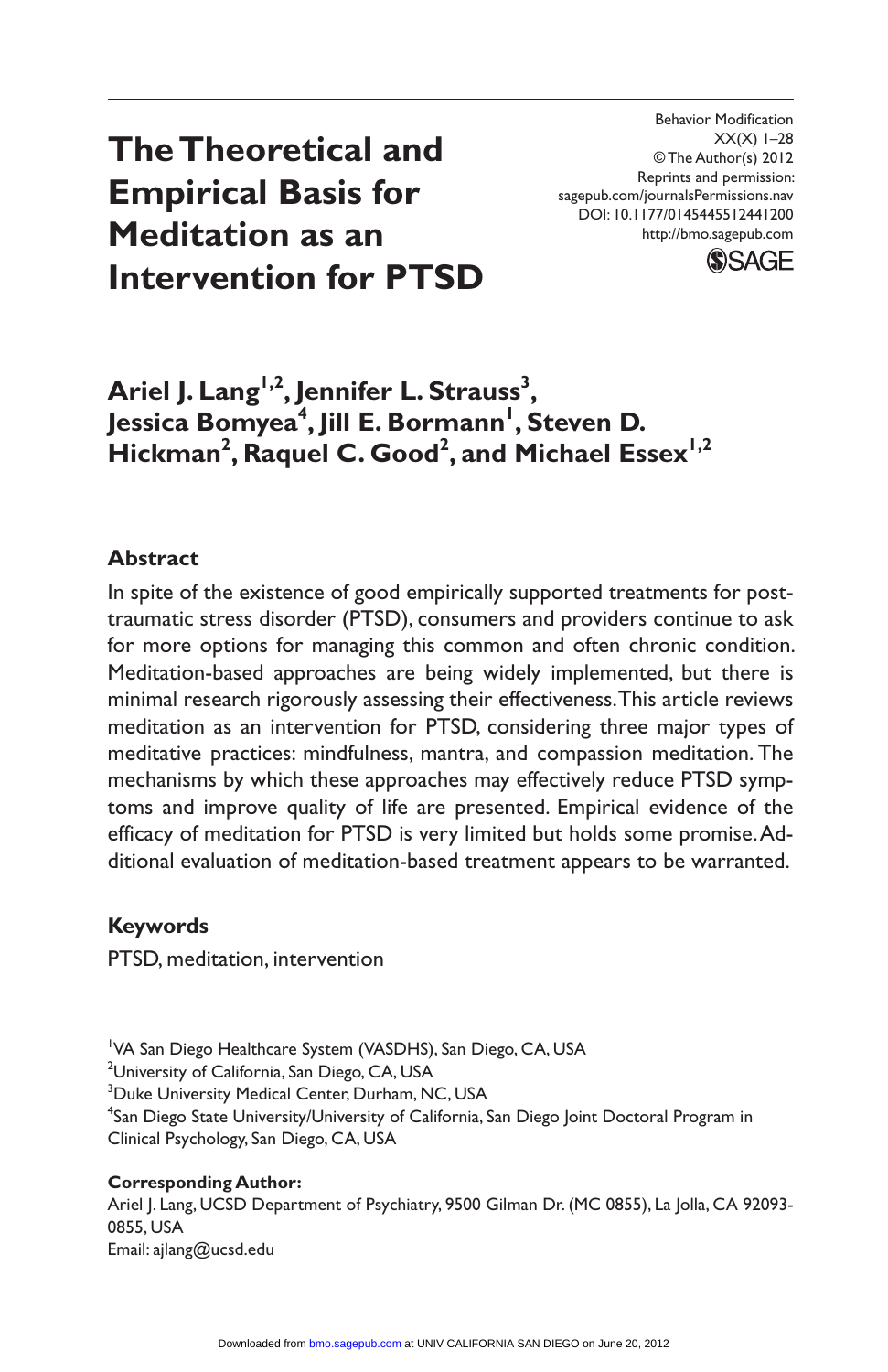# The Theoretical and Empirical Basis for Meditation as an Intervention for PTSD

Behavior Modification
XX(X) 1–28
© The Author(s) 2012
Reprints and permission:
sagepub.com/journalsPermissions.nav
DOI: 10.1177/0145445512441200
http://bmo.sagepub.com

**Ariel J. Lang[1,2], Jennifer L. Strauss[3], Jessica Bomyea[4], Jill E. Bormann[1], Steven D. Hickman[2], Raquel C. Good[2], and Michael Essex[1,2]**

## Abstract

In spite of the existence of good empirically supported treatments for posttraumatic stress disorder (PTSD), consumers and providers continue to ask for more options for managing this common and often chronic condition. Meditation-based approaches are being widely implemented, but there is minimal research rigorously assessing their effectiveness. This article reviews meditation as an intervention for PTSD, considering three major types of meditative practices: mindfulness, mantra, and compassion meditation. The mechanisms by which these approaches may effectively reduce PTSD symptoms and improve quality of life are presented. Empirical evidence of the efficacy of meditation for PTSD is very limited but holds some promise. Additional evaluation of meditation-based treatment appears to be warranted.

## Keywords

PTSD, meditation, intervention

---

[1]VA San Diego Healthcare System (VASDHS), San Diego, CA, USA
[2]University of California, San Diego, CA, USA
[3]Duke University Medical Center, Durham, NC, USA
[4]San Diego State University/University of California, San Diego Joint Doctoral Program in Clinical Psychology, San Diego, CA, USA

**Corresponding Author:**
Ariel J. Lang, UCSD Department of Psychiatry, 9500 Gilman Dr. (MC 0855), La Jolla, CA 92093-0855, USA
Email: ajlang@ucsd.edu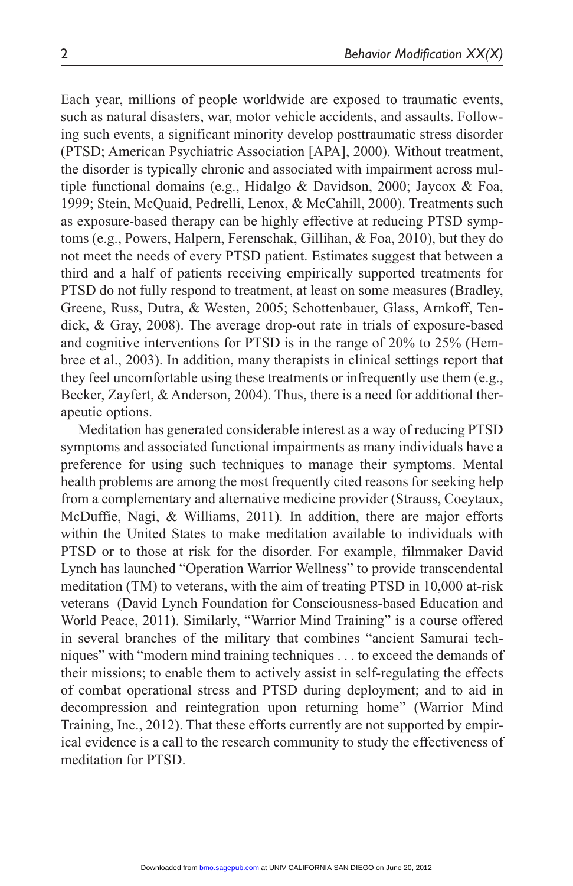Each year, millions of people worldwide are exposed to traumatic events, such as natural disasters, war, motor vehicle accidents, and assaults. Following such events, a significant minority develop posttraumatic stress disorder (PTSD; American Psychiatric Association [APA], 2000). Without treatment, the disorder is typically chronic and associated with impairment across multiple functional domains (e.g., Hidalgo & Davidson, 2000; Jaycox & Foa, 1999; Stein, McQuaid, Pedrelli, Lenox, & McCahill, 2000). Treatments such as exposure-based therapy can be highly effective at reducing PTSD symptoms (e.g., Powers, Halpern, Ferenschak, Gillihan, & Foa, 2010), but they do not meet the needs of every PTSD patient. Estimates suggest that between a third and a half of patients receiving empirically supported treatments for PTSD do not fully respond to treatment, at least on some measures (Bradley, Greene, Russ, Dutra, & Westen, 2005; Schottenbauer, Glass, Arnkoff, Tendick, & Gray, 2008). The average drop-out rate in trials of exposure-based and cognitive interventions for PTSD is in the range of 20% to 25% (Hembree et al., 2003). In addition, many therapists in clinical settings report that they feel uncomfortable using these treatments or infrequently use them (e.g., Becker, Zayfert, & Anderson, 2004). Thus, there is a need for additional therapeutic options.

Meditation has generated considerable interest as a way of reducing PTSD symptoms and associated functional impairments as many individuals have a preference for using such techniques to manage their symptoms. Mental health problems are among the most frequently cited reasons for seeking help from a complementary and alternative medicine provider (Strauss, Coeytaux, McDuffie, Nagi, & Williams, 2011). In addition, there are major efforts within the United States to make meditation available to individuals with PTSD or to those at risk for the disorder. For example, filmmaker David Lynch has launched "Operation Warrior Wellness" to provide transcendental meditation (TM) to veterans, with the aim of treating PTSD in 10,000 at-risk veterans (David Lynch Foundation for Consciousness-based Education and World Peace, 2011). Similarly, "Warrior Mind Training" is a course offered in several branches of the military that combines "ancient Samurai techniques" with "modern mind training techniques . . . to exceed the demands of their missions; to enable them to actively assist in self-regulating the effects of combat operational stress and PTSD during deployment; and to aid in decompression and reintegration upon returning home" (Warrior Mind Training, Inc., 2012). That these efforts currently are not supported by empirical evidence is a call to the research community to study the effectiveness of meditation for PTSD.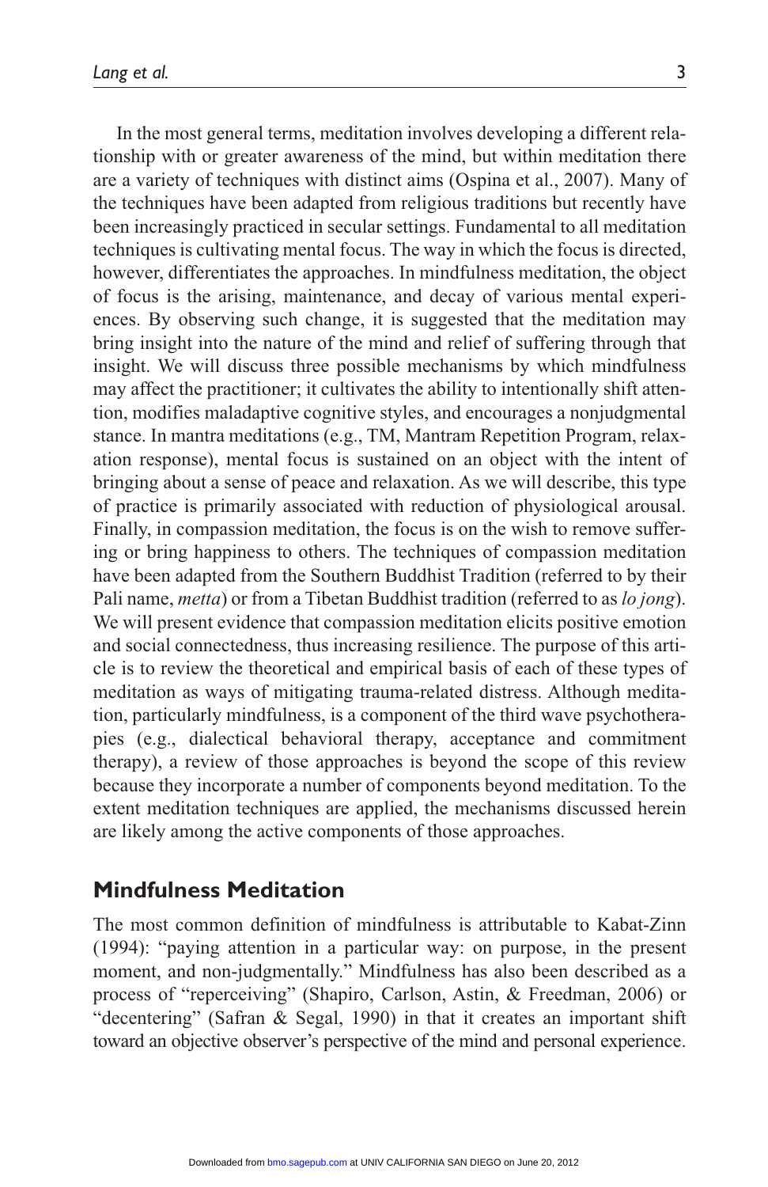In the most general terms, meditation involves developing a different relationship with or greater awareness of the mind, but within meditation there are a variety of techniques with distinct aims (Ospina et al., 2007). Many of the techniques have been adapted from religious traditions but recently have been increasingly practiced in secular settings. Fundamental to all meditation techniques is cultivating mental focus. The way in which the focus is directed, however, differentiates the approaches. In mindfulness meditation, the object of focus is the arising, maintenance, and decay of various mental experiences. By observing such change, it is suggested that the meditation may bring insight into the nature of the mind and relief of suffering through that insight. We will discuss three possible mechanisms by which mindfulness may affect the practitioner; it cultivates the ability to intentionally shift attention, modifies maladaptive cognitive styles, and encourages a nonjudgmental stance. In mantra meditations (e.g., TM, Mantram Repetition Program, relaxation response), mental focus is sustained on an object with the intent of bringing about a sense of peace and relaxation. As we will describe, this type of practice is primarily associated with reduction of physiological arousal. Finally, in compassion meditation, the focus is on the wish to remove suffering or bring happiness to others. The techniques of compassion meditation have been adapted from the Southern Buddhist Tradition (referred to by their Pali name, *metta*) or from a Tibetan Buddhist tradition (referred to as *lo jong*). We will present evidence that compassion meditation elicits positive emotion and social connectedness, thus increasing resilience. The purpose of this article is to review the theoretical and empirical basis of each of these types of meditation as ways of mitigating trauma-related distress. Although meditation, particularly mindfulness, is a component of the third wave psychotherapies (e.g., dialectical behavioral therapy, acceptance and commitment therapy), a review of those approaches is beyond the scope of this review because they incorporate a number of components beyond meditation. To the extent meditation techniques are applied, the mechanisms discussed herein are likely among the active components of those approaches.

## Mindfulness Meditation

The most common definition of mindfulness is attributable to Kabat-Zinn (1994): "paying attention in a particular way: on purpose, in the present moment, and non-judgmentally." Mindfulness has also been described as a process of "reperceiving" (Shapiro, Carlson, Astin, & Freedman, 2006) or "decentering" (Safran & Segal, 1990) in that it creates an important shift toward an objective observer's perspective of the mind and personal experience.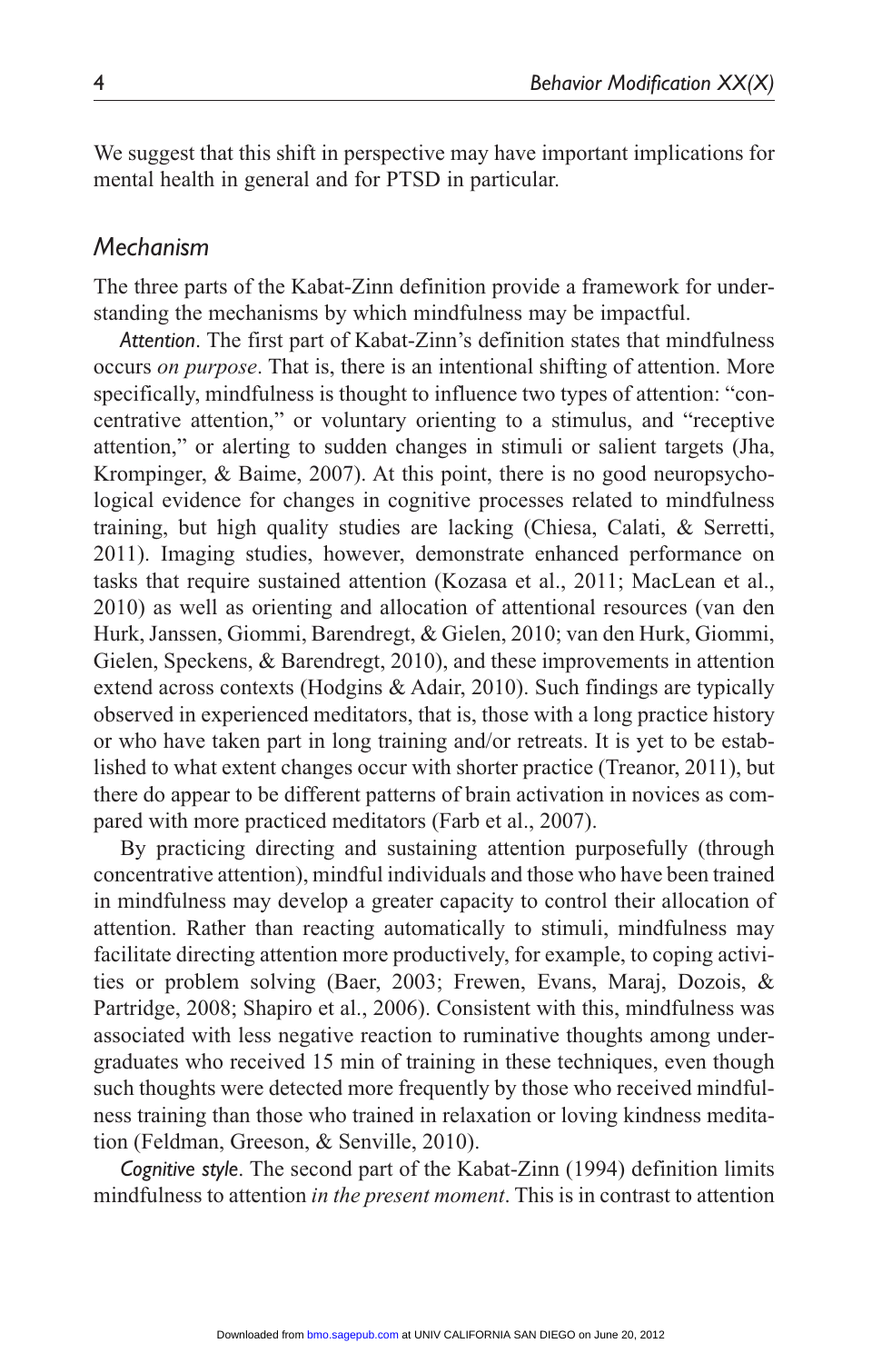We suggest that this shift in perspective may have important implications for mental health in general and for PTSD in particular.

## *Mechanism*

The three parts of the Kabat-Zinn definition provide a framework for understanding the mechanisms by which mindfulness may be impactful.

*Attention*. The first part of Kabat-Zinn's definition states that mindfulness occurs *on purpose*. That is, there is an intentional shifting of attention. More specifically, mindfulness is thought to influence two types of attention: "concentrative attention," or voluntary orienting to a stimulus, and "receptive attention," or alerting to sudden changes in stimuli or salient targets (Jha, Krompinger, & Baime, 2007). At this point, there is no good neuropsychological evidence for changes in cognitive processes related to mindfulness training, but high quality studies are lacking (Chiesa, Calati, & Serretti, 2011). Imaging studies, however, demonstrate enhanced performance on tasks that require sustained attention (Kozasa et al., 2011; MacLean et al., 2010) as well as orienting and allocation of attentional resources (van den Hurk, Janssen, Giommi, Barendregt, & Gielen, 2010; van den Hurk, Giommi, Gielen, Speckens, & Barendregt, 2010), and these improvements in attention extend across contexts (Hodgins & Adair, 2010). Such findings are typically observed in experienced meditators, that is, those with a long practice history or who have taken part in long training and/or retreats. It is yet to be established to what extent changes occur with shorter practice (Treanor, 2011), but there do appear to be different patterns of brain activation in novices as compared with more practiced meditators (Farb et al., 2007).

By practicing directing and sustaining attention purposefully (through concentrative attention), mindful individuals and those who have been trained in mindfulness may develop a greater capacity to control their allocation of attention. Rather than reacting automatically to stimuli, mindfulness may facilitate directing attention more productively, for example, to coping activities or problem solving (Baer, 2003; Frewen, Evans, Maraj, Dozois, & Partridge, 2008; Shapiro et al., 2006). Consistent with this, mindfulness was associated with less negative reaction to ruminative thoughts among undergraduates who received 15 min of training in these techniques, even though such thoughts were detected more frequently by those who received mindfulness training than those who trained in relaxation or loving kindness meditation (Feldman, Greeson, & Senville, 2010).

*Cognitive style*. The second part of the Kabat-Zinn (1994) definition limits mindfulness to attention *in the present moment*. This is in contrast to attention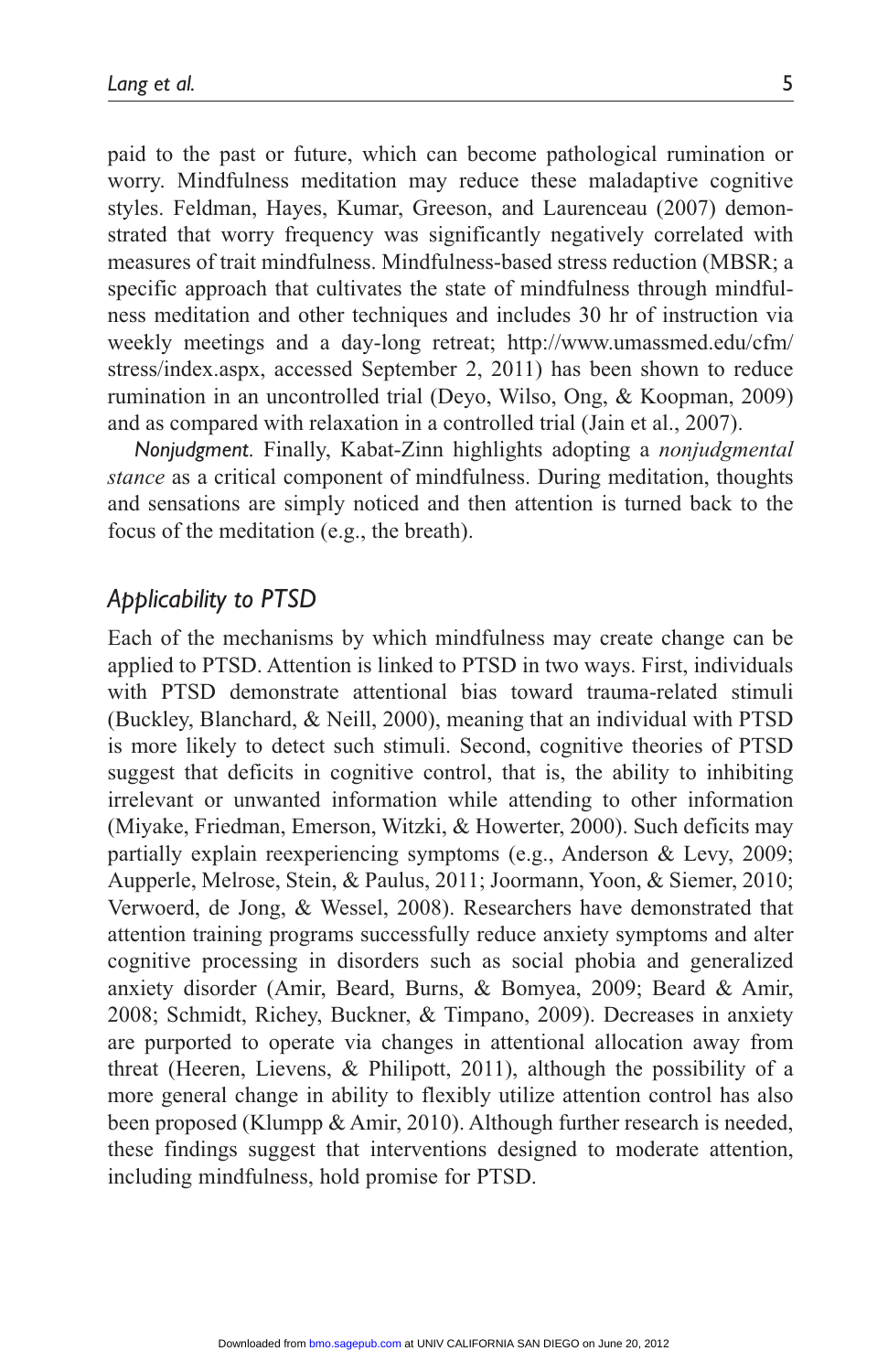paid to the past or future, which can become pathological rumination or worry. Mindfulness meditation may reduce these maladaptive cognitive styles. Feldman, Hayes, Kumar, Greeson, and Laurenceau (2007) demonstrated that worry frequency was significantly negatively correlated with measures of trait mindfulness. Mindfulness-based stress reduction (MBSR; a specific approach that cultivates the state of mindfulness through mindfulness meditation and other techniques and includes 30 hr of instruction via weekly meetings and a day-long retreat; http://www.umassmed.edu/cfm/stress/index.aspx, accessed September 2, 2011) has been shown to reduce rumination in an uncontrolled trial (Deyo, Wilso, Ong, & Koopman, 2009) and as compared with relaxation in a controlled trial (Jain et al., 2007).

*Nonjudgment.* Finally, Kabat-Zinn highlights adopting a *nonjudgmental stance* as a critical component of mindfulness. During meditation, thoughts and sensations are simply noticed and then attention is turned back to the focus of the meditation (e.g., the breath).

## *Applicability to PTSD*

Each of the mechanisms by which mindfulness may create change can be applied to PTSD. Attention is linked to PTSD in two ways. First, individuals with PTSD demonstrate attentional bias toward trauma-related stimuli (Buckley, Blanchard, & Neill, 2000), meaning that an individual with PTSD is more likely to detect such stimuli. Second, cognitive theories of PTSD suggest that deficits in cognitive control, that is, the ability to inhibiting irrelevant or unwanted information while attending to other information (Miyake, Friedman, Emerson, Witzki, & Howerter, 2000). Such deficits may partially explain reexperiencing symptoms (e.g., Anderson & Levy, 2009; Aupperle, Melrose, Stein, & Paulus, 2011; Joormann, Yoon, & Siemer, 2010; Verwoerd, de Jong, & Wessel, 2008). Researchers have demonstrated that attention training programs successfully reduce anxiety symptoms and alter cognitive processing in disorders such as social phobia and generalized anxiety disorder (Amir, Beard, Burns, & Bomyea, 2009; Beard & Amir, 2008; Schmidt, Richey, Buckner, & Timpano, 2009). Decreases in anxiety are purported to operate via changes in attentional allocation away from threat (Heeren, Lievens, & Philipott, 2011), although the possibility of a more general change in ability to flexibly utilize attention control has also been proposed (Klumpp & Amir, 2010). Although further research is needed, these findings suggest that interventions designed to moderate attention, including mindfulness, hold promise for PTSD.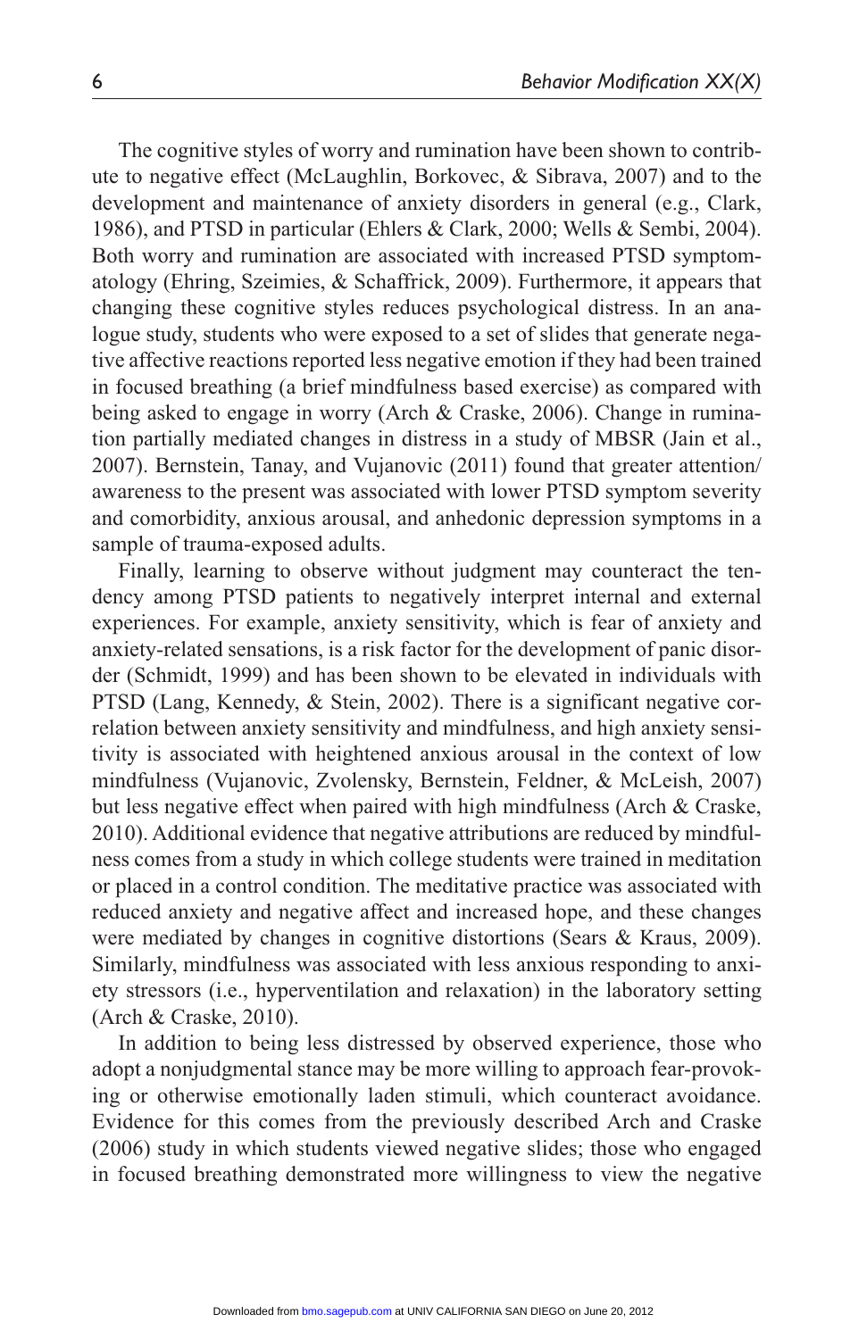The cognitive styles of worry and rumination have been shown to contribute to negative effect (McLaughlin, Borkovec, & Sibrava, 2007) and to the development and maintenance of anxiety disorders in general (e.g., Clark, 1986), and PTSD in particular (Ehlers & Clark, 2000; Wells & Sembi, 2004). Both worry and rumination are associated with increased PTSD symptomatology (Ehring, Szeimies, & Schaffrick, 2009). Furthermore, it appears that changing these cognitive styles reduces psychological distress. In an analogue study, students who were exposed to a set of slides that generate negative affective reactions reported less negative emotion if they had been trained in focused breathing (a brief mindfulness based exercise) as compared with being asked to engage in worry (Arch & Craske, 2006). Change in rumination partially mediated changes in distress in a study of MBSR (Jain et al., 2007). Bernstein, Tanay, and Vujanovic (2011) found that greater attention/awareness to the present was associated with lower PTSD symptom severity and comorbidity, anxious arousal, and anhedonic depression symptoms in a sample of trauma-exposed adults.

Finally, learning to observe without judgment may counteract the tendency among PTSD patients to negatively interpret internal and external experiences. For example, anxiety sensitivity, which is fear of anxiety and anxiety-related sensations, is a risk factor for the development of panic disorder (Schmidt, 1999) and has been shown to be elevated in individuals with PTSD (Lang, Kennedy, & Stein, 2002). There is a significant negative correlation between anxiety sensitivity and mindfulness, and high anxiety sensitivity is associated with heightened anxious arousal in the context of low mindfulness (Vujanovic, Zvolensky, Bernstein, Feldner, & McLeish, 2007) but less negative effect when paired with high mindfulness (Arch & Craske, 2010). Additional evidence that negative attributions are reduced by mindfulness comes from a study in which college students were trained in meditation or placed in a control condition. The meditative practice was associated with reduced anxiety and negative affect and increased hope, and these changes were mediated by changes in cognitive distortions (Sears & Kraus, 2009). Similarly, mindfulness was associated with less anxious responding to anxiety stressors (i.e., hyperventilation and relaxation) in the laboratory setting (Arch & Craske, 2010).

In addition to being less distressed by observed experience, those who adopt a nonjudgmental stance may be more willing to approach fear-provoking or otherwise emotionally laden stimuli, which counteract avoidance. Evidence for this comes from the previously described Arch and Craske (2006) study in which students viewed negative slides; those who engaged in focused breathing demonstrated more willingness to view the negative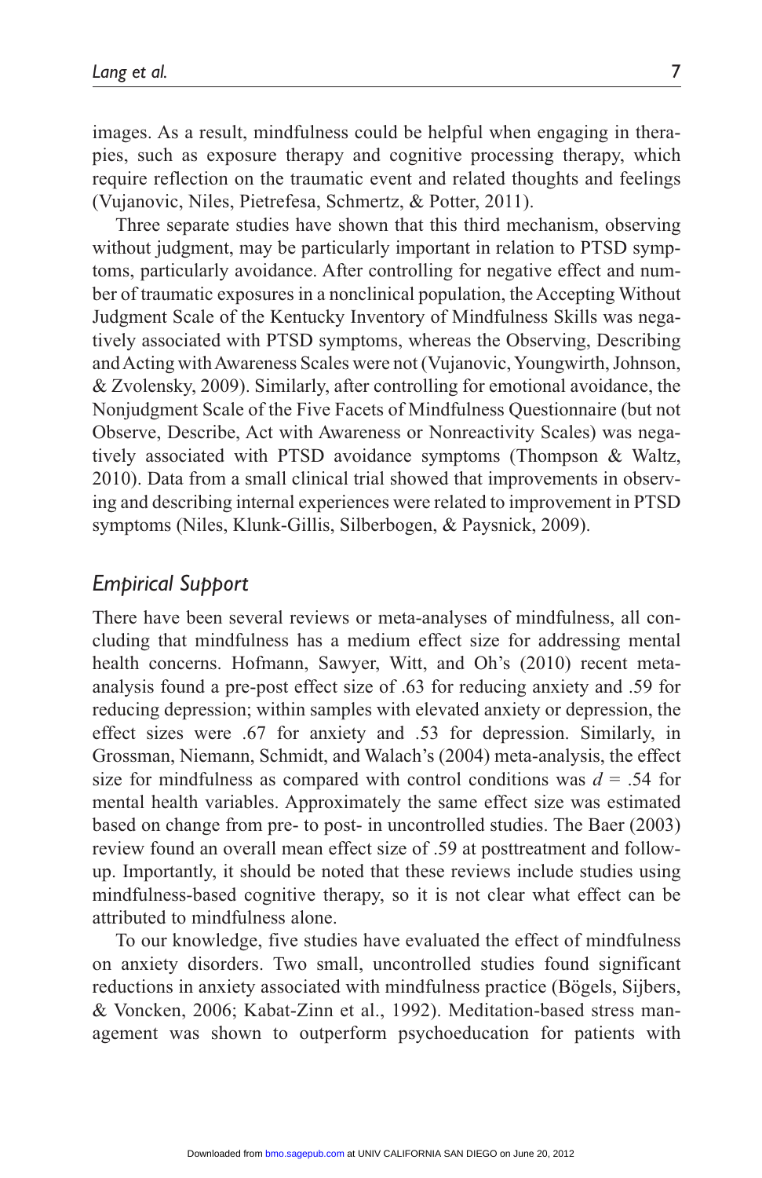images. As a result, mindfulness could be helpful when engaging in therapies, such as exposure therapy and cognitive processing therapy, which require reflection on the traumatic event and related thoughts and feelings (Vujanovic, Niles, Pietrefesa, Schmertz, & Potter, 2011).

Three separate studies have shown that this third mechanism, observing without judgment, may be particularly important in relation to PTSD symptoms, particularly avoidance. After controlling for negative effect and number of traumatic exposures in a nonclinical population, the Accepting Without Judgment Scale of the Kentucky Inventory of Mindfulness Skills was negatively associated with PTSD symptoms, whereas the Observing, Describing and Acting with Awareness Scales were not (Vujanovic, Youngwirth, Johnson, & Zvolensky, 2009). Similarly, after controlling for emotional avoidance, the Nonjudgment Scale of the Five Facets of Mindfulness Questionnaire (but not Observe, Describe, Act with Awareness or Nonreactivity Scales) was negatively associated with PTSD avoidance symptoms (Thompson & Waltz, 2010). Data from a small clinical trial showed that improvements in observing and describing internal experiences were related to improvement in PTSD symptoms (Niles, Klunk-Gillis, Silberbogen, & Paysnick, 2009).

### *Empirical Support*

There have been several reviews or meta-analyses of mindfulness, all concluding that mindfulness has a medium effect size for addressing mental health concerns. Hofmann, Sawyer, Witt, and Oh's (2010) recent meta-analysis found a pre-post effect size of .63 for reducing anxiety and .59 for reducing depression; within samples with elevated anxiety or depression, the effect sizes were .67 for anxiety and .53 for depression. Similarly, in Grossman, Niemann, Schmidt, and Walach's (2004) meta-analysis, the effect size for mindfulness as compared with control conditions was $d$ = .54 for mental health variables. Approximately the same effect size was estimated based on change from pre- to post- in uncontrolled studies. The Baer (2003) review found an overall mean effect size of .59 at posttreatment and follow-up. Importantly, it should be noted that these reviews include studies using mindfulness-based cognitive therapy, so it is not clear what effect can be attributed to mindfulness alone.

To our knowledge, five studies have evaluated the effect of mindfulness on anxiety disorders. Two small, uncontrolled studies found significant reductions in anxiety associated with mindfulness practice (Bögels, Sijbers, & Voncken, 2006; Kabat-Zinn et al., 1992). Meditation-based stress management was shown to outperform psychoeducation for patients with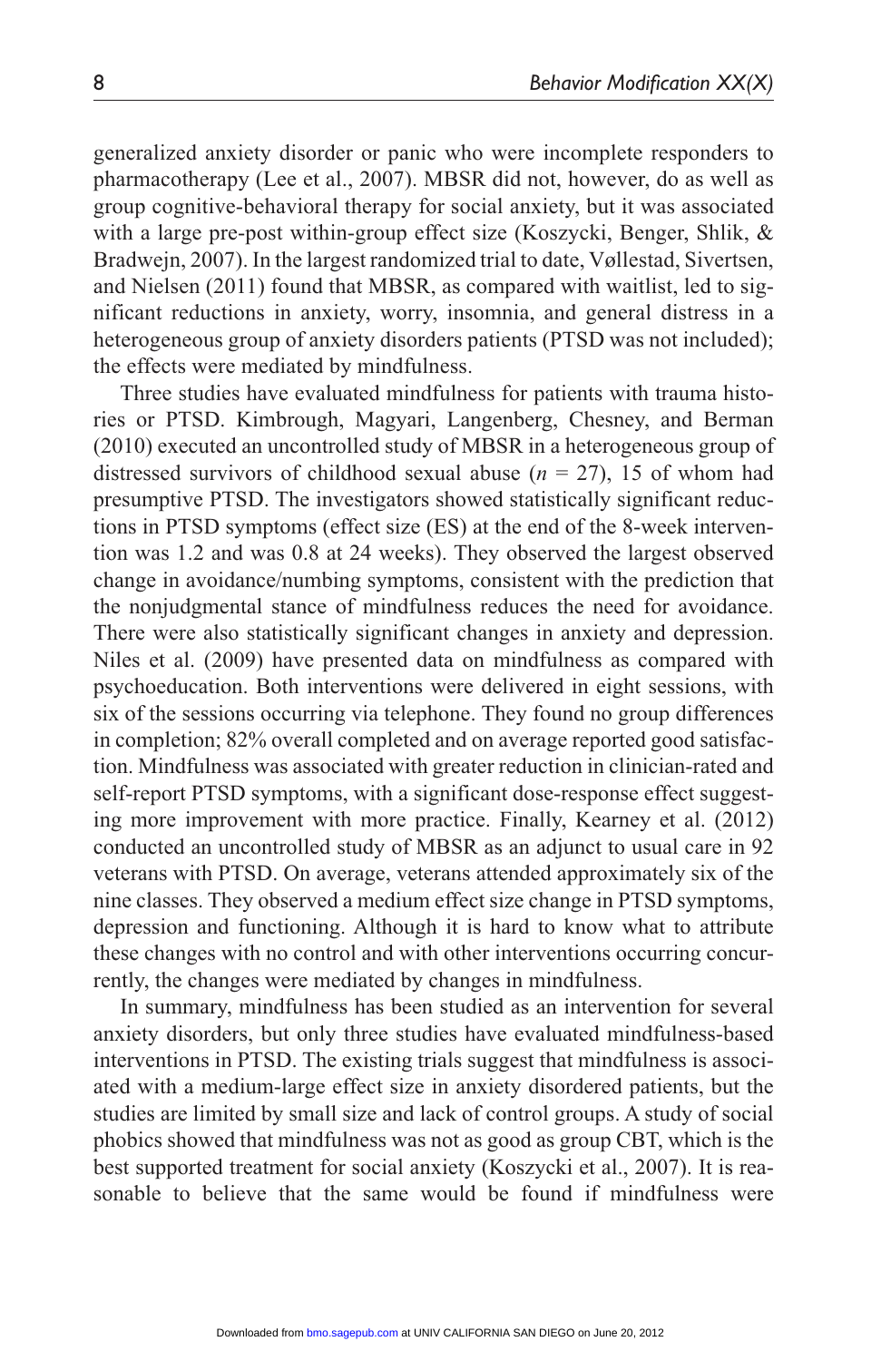generalized anxiety disorder or panic who were incomplete responders to pharmacotherapy (Lee et al., 2007). MBSR did not, however, do as well as group cognitive-behavioral therapy for social anxiety, but it was associated with a large pre-post within-group effect size (Koszycki, Benger, Shlik, & Bradwejn, 2007). In the largest randomized trial to date, Vøllestad, Sivertsen, and Nielsen (2011) found that MBSR, as compared with waitlist, led to significant reductions in anxiety, worry, insomnia, and general distress in a heterogeneous group of anxiety disorders patients (PTSD was not included); the effects were mediated by mindfulness.

Three studies have evaluated mindfulness for patients with trauma histories or PTSD. Kimbrough, Magyari, Langenberg, Chesney, and Berman (2010) executed an uncontrolled study of MBSR in a heterogeneous group of distressed survivors of childhood sexual abuse ($n$ = 27), 15 of whom had presumptive PTSD. The investigators showed statistically significant reductions in PTSD symptoms (effect size (ES) at the end of the 8-week intervention was 1.2 and was 0.8 at 24 weeks). They observed the largest observed change in avoidance/numbing symptoms, consistent with the prediction that the nonjudgmental stance of mindfulness reduces the need for avoidance. There were also statistically significant changes in anxiety and depression. Niles et al. (2009) have presented data on mindfulness as compared with psychoeducation. Both interventions were delivered in eight sessions, with six of the sessions occurring via telephone. They found no group differences in completion; 82% overall completed and on average reported good satisfaction. Mindfulness was associated with greater reduction in clinician-rated and self-report PTSD symptoms, with a significant dose-response effect suggesting more improvement with more practice. Finally, Kearney et al. (2012) conducted an uncontrolled study of MBSR as an adjunct to usual care in 92 veterans with PTSD. On average, veterans attended approximately six of the nine classes. They observed a medium effect size change in PTSD symptoms, depression and functioning. Although it is hard to know what to attribute these changes with no control and with other interventions occurring concurrently, the changes were mediated by changes in mindfulness.

In summary, mindfulness has been studied as an intervention for several anxiety disorders, but only three studies have evaluated mindfulness-based interventions in PTSD. The existing trials suggest that mindfulness is associated with a medium-large effect size in anxiety disordered patients, but the studies are limited by small size and lack of control groups. A study of social phobics showed that mindfulness was not as good as group CBT, which is the best supported treatment for social anxiety (Koszycki et al., 2007). It is reasonable to believe that the same would be found if mindfulness were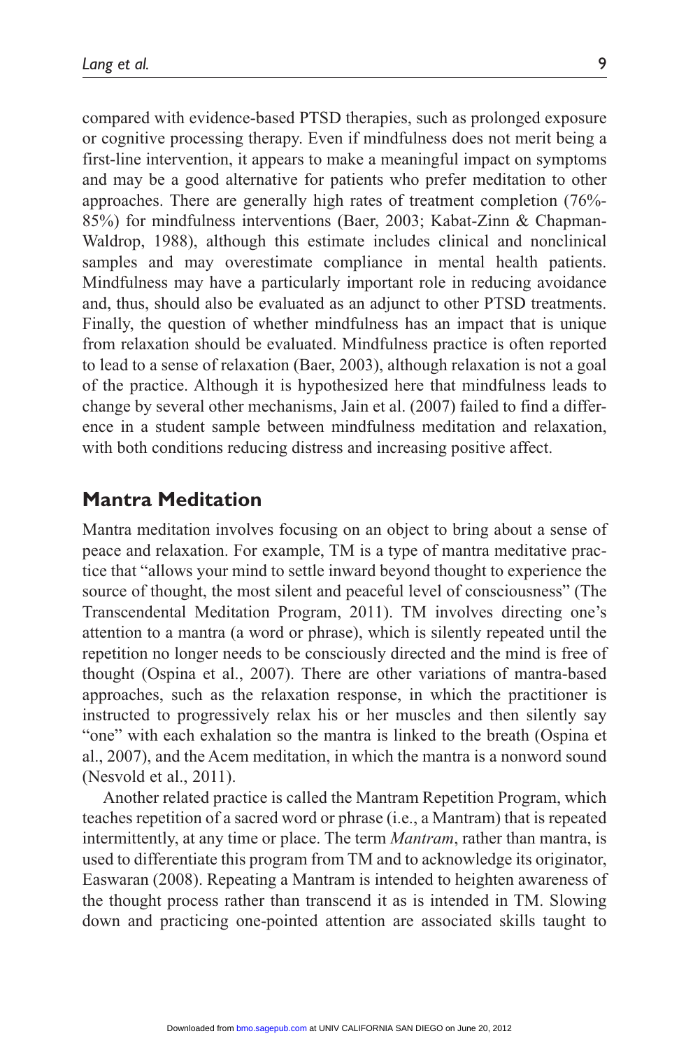compared with evidence-based PTSD therapies, such as prolonged exposure or cognitive processing therapy. Even if mindfulness does not merit being a first-line intervention, it appears to make a meaningful impact on symptoms and may be a good alternative for patients who prefer meditation to other approaches. There are generally high rates of treatment completion (76%-85%) for mindfulness interventions (Baer, 2003; Kabat-Zinn & Chapman-Waldrop, 1988), although this estimate includes clinical and nonclinical samples and may overestimate compliance in mental health patients. Mindfulness may have a particularly important role in reducing avoidance and, thus, should also be evaluated as an adjunct to other PTSD treatments. Finally, the question of whether mindfulness has an impact that is unique from relaxation should be evaluated. Mindfulness practice is often reported to lead to a sense of relaxation (Baer, 2003), although relaxation is not a goal of the practice. Although it is hypothesized here that mindfulness leads to change by several other mechanisms, Jain et al. (2007) failed to find a difference in a student sample between mindfulness meditation and relaxation, with both conditions reducing distress and increasing positive affect.

## Mantra Meditation

Mantra meditation involves focusing on an object to bring about a sense of peace and relaxation. For example, TM is a type of mantra meditative practice that "allows your mind to settle inward beyond thought to experience the source of thought, the most silent and peaceful level of consciousness" (The Transcendental Meditation Program, 2011). TM involves directing one's attention to a mantra (a word or phrase), which is silently repeated until the repetition no longer needs to be consciously directed and the mind is free of thought (Ospina et al., 2007). There are other variations of mantra-based approaches, such as the relaxation response, in which the practitioner is instructed to progressively relax his or her muscles and then silently say "one" with each exhalation so the mantra is linked to the breath (Ospina et al., 2007), and the Acem meditation, in which the mantra is a nonword sound (Nesvold et al., 2011).

Another related practice is called the Mantram Repetition Program, which teaches repetition of a sacred word or phrase (i.e., a Mantram) that is repeated intermittently, at any time or place. The term *Mantram*, rather than mantra, is used to differentiate this program from TM and to acknowledge its originator, Easwaran (2008). Repeating a Mantram is intended to heighten awareness of the thought process rather than transcend it as is intended in TM. Slowing down and practicing one-pointed attention are associated skills taught to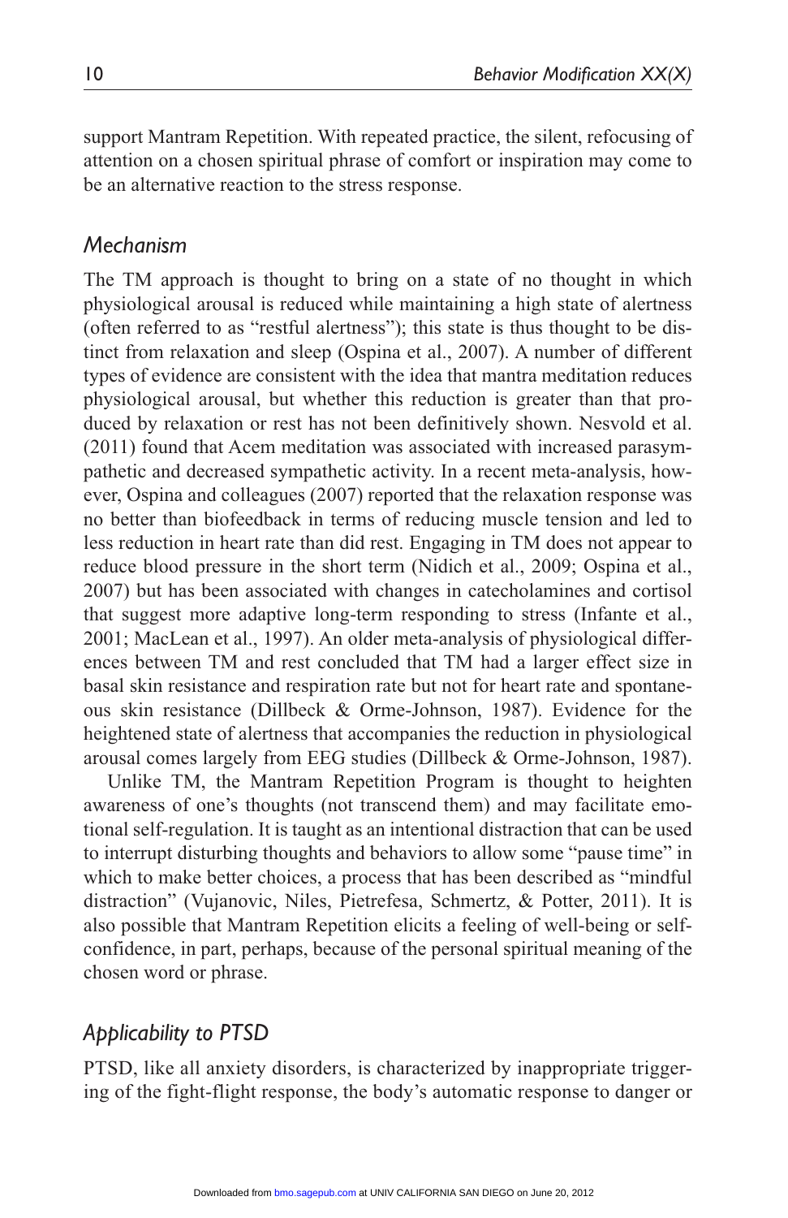support Mantram Repetition. With repeated practice, the silent, refocusing of attention on a chosen spiritual phrase of comfort or inspiration may come to be an alternative reaction to the stress response.

### *Mechanism*

The TM approach is thought to bring on a state of no thought in which physiological arousal is reduced while maintaining a high state of alertness (often referred to as "restful alertness"); this state is thus thought to be distinct from relaxation and sleep (Ospina et al., 2007). A number of different types of evidence are consistent with the idea that mantra meditation reduces physiological arousal, but whether this reduction is greater than that produced by relaxation or rest has not been definitively shown. Nesvold et al. (2011) found that Acem meditation was associated with increased parasympathetic and decreased sympathetic activity. In a recent meta-analysis, however, Ospina and colleagues (2007) reported that the relaxation response was no better than biofeedback in terms of reducing muscle tension and led to less reduction in heart rate than did rest. Engaging in TM does not appear to reduce blood pressure in the short term (Nidich et al., 2009; Ospina et al., 2007) but has been associated with changes in catecholamines and cortisol that suggest more adaptive long-term responding to stress (Infante et al., 2001; MacLean et al., 1997). An older meta-analysis of physiological differences between TM and rest concluded that TM had a larger effect size in basal skin resistance and respiration rate but not for heart rate and spontaneous skin resistance (Dillbeck & Orme-Johnson, 1987). Evidence for the heightened state of alertness that accompanies the reduction in physiological arousal comes largely from EEG studies (Dillbeck & Orme-Johnson, 1987).

Unlike TM, the Mantram Repetition Program is thought to heighten awareness of one's thoughts (not transcend them) and may facilitate emotional self-regulation. It is taught as an intentional distraction that can be used to interrupt disturbing thoughts and behaviors to allow some "pause time" in which to make better choices, a process that has been described as "mindful distraction" (Vujanovic, Niles, Pietrefesa, Schmertz, & Potter, 2011). It is also possible that Mantram Repetition elicits a feeling of well-being or self-confidence, in part, perhaps, because of the personal spiritual meaning of the chosen word or phrase.

### *Applicability to PTSD*

PTSD, like all anxiety disorders, is characterized by inappropriate triggering of the fight-flight response, the body's automatic response to danger or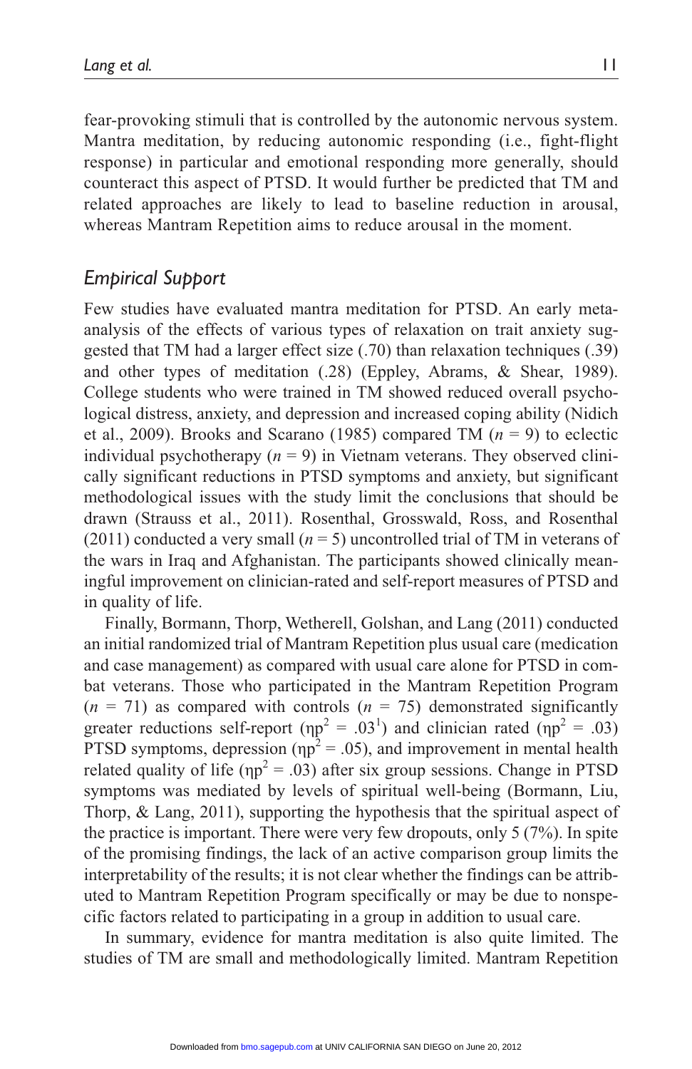fear-provoking stimuli that is controlled by the autonomic nervous system. Mantra meditation, by reducing autonomic responding (i.e., fight-flight response) in particular and emotional responding more generally, should counteract this aspect of PTSD. It would further be predicted that TM and related approaches are likely to lead to baseline reduction in arousal, whereas Mantram Repetition aims to reduce arousal in the moment.

## *Empirical Support*

Few studies have evaluated mantra meditation for PTSD. An early meta-analysis of the effects of various types of relaxation on trait anxiety suggested that TM had a larger effect size (.70) than relaxation techniques (.39) and other types of meditation (.28) (Eppley, Abrams, & Shear, 1989). College students who were trained in TM showed reduced overall psychological distress, anxiety, and depression and increased coping ability (Nidich et al., 2009). Brooks and Scarano (1985) compared TM ($n$ = 9) to eclectic individual psychotherapy ($n$ = 9) in Vietnam veterans. They observed clinically significant reductions in PTSD symptoms and anxiety, but significant methodological issues with the study limit the conclusions that should be drawn (Strauss et al., 2011). Rosenthal, Grosswald, Ross, and Rosenthal (2011) conducted a very small ($n$ = 5) uncontrolled trial of TM in veterans of the wars in Iraq and Afghanistan. The participants showed clinically meaningful improvement on clinician-rated and self-report measures of PTSD and in quality of life.

Finally, Bormann, Thorp, Wetherell, Golshan, and Lang (2011) conducted an initial randomized trial of Mantram Repetition plus usual care (medication and case management) as compared with usual care alone for PTSD in combat veterans. Those who participated in the Mantram Repetition Program ($n$ = 71) as compared with controls ($n$ = 75) demonstrated significantly greater reductions self-report ($\eta p^2$ = .03[1]) and clinician rated ($\eta p^2$ = .03) PTSD symptoms, depression ($\eta p^2$ = .05), and improvement in mental health related quality of life ($\eta p^2$ = .03) after six group sessions. Change in PTSD symptoms was mediated by levels of spiritual well-being (Bormann, Liu, Thorp, & Lang, 2011), supporting the hypothesis that the spiritual aspect of the practice is important. There were very few dropouts, only 5 (7%). In spite of the promising findings, the lack of an active comparison group limits the interpretability of the results; it is not clear whether the findings can be attributed to Mantram Repetition Program specifically or may be due to nonspecific factors related to participating in a group in addition to usual care.

In summary, evidence for mantra meditation is also quite limited. The studies of TM are small and methodologically limited. Mantram Repetition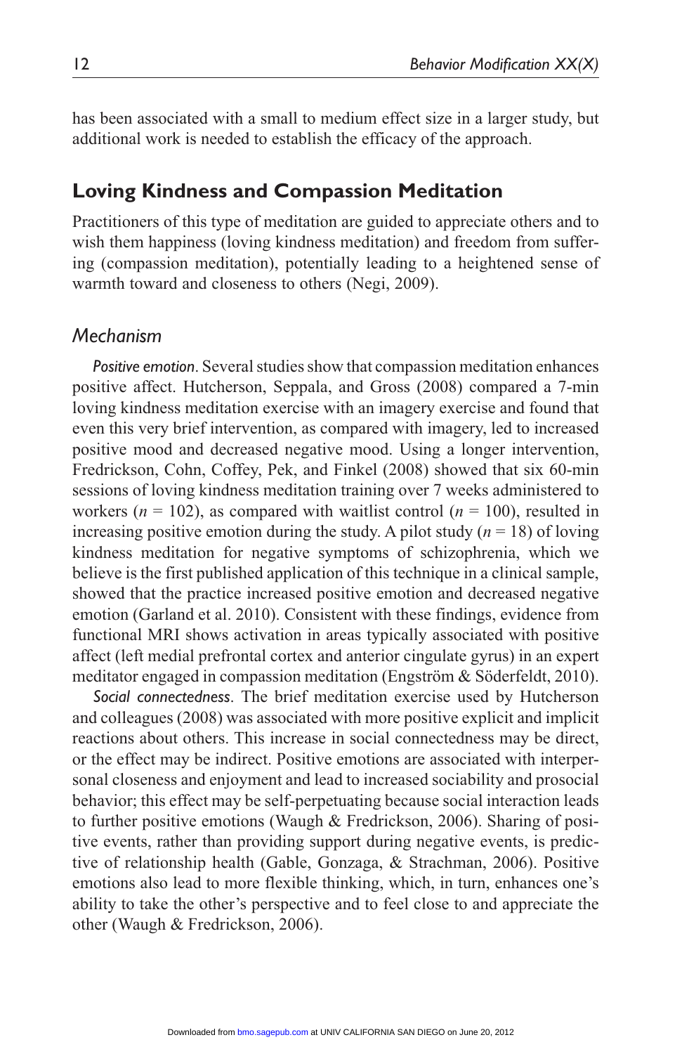has been associated with a small to medium effect size in a larger study, but additional work is needed to establish the efficacy of the approach.

## Loving Kindness and Compassion Meditation

Practitioners of this type of meditation are guided to appreciate others and to wish them happiness (loving kindness meditation) and freedom from suffering (compassion meditation), potentially leading to a heightened sense of warmth toward and closeness to others (Negi, 2009).

### *Mechanism*

*Positive emotion*. Several studies show that compassion meditation enhances positive affect. Hutcherson, Seppala, and Gross (2008) compared a 7-min loving kindness meditation exercise with an imagery exercise and found that even this very brief intervention, as compared with imagery, led to increased positive mood and decreased negative mood. Using a longer intervention, Fredrickson, Cohn, Coffey, Pek, and Finkel (2008) showed that six 60-min sessions of loving kindness meditation training over 7 weeks administered to workers ($n$ = 102), as compared with waitlist control ($n$ = 100), resulted in increasing positive emotion during the study. A pilot study ($n$ = 18) of loving kindness meditation for negative symptoms of schizophrenia, which we believe is the first published application of this technique in a clinical sample, showed that the practice increased positive emotion and decreased negative emotion (Garland et al. 2010). Consistent with these findings, evidence from functional MRI shows activation in areas typically associated with positive affect (left medial prefrontal cortex and anterior cingulate gyrus) in an expert meditator engaged in compassion meditation (Engström & Söderfeldt, 2010).

*Social connectedness*. The brief meditation exercise used by Hutcherson and colleagues (2008) was associated with more positive explicit and implicit reactions about others. This increase in social connectedness may be direct, or the effect may be indirect. Positive emotions are associated with interpersonal closeness and enjoyment and lead to increased sociability and prosocial behavior; this effect may be self-perpetuating because social interaction leads to further positive emotions (Waugh & Fredrickson, 2006). Sharing of positive events, rather than providing support during negative events, is predictive of relationship health (Gable, Gonzaga, & Strachman, 2006). Positive emotions also lead to more flexible thinking, which, in turn, enhances one's ability to take the other's perspective and to feel close to and appreciate the other (Waugh & Fredrickson, 2006).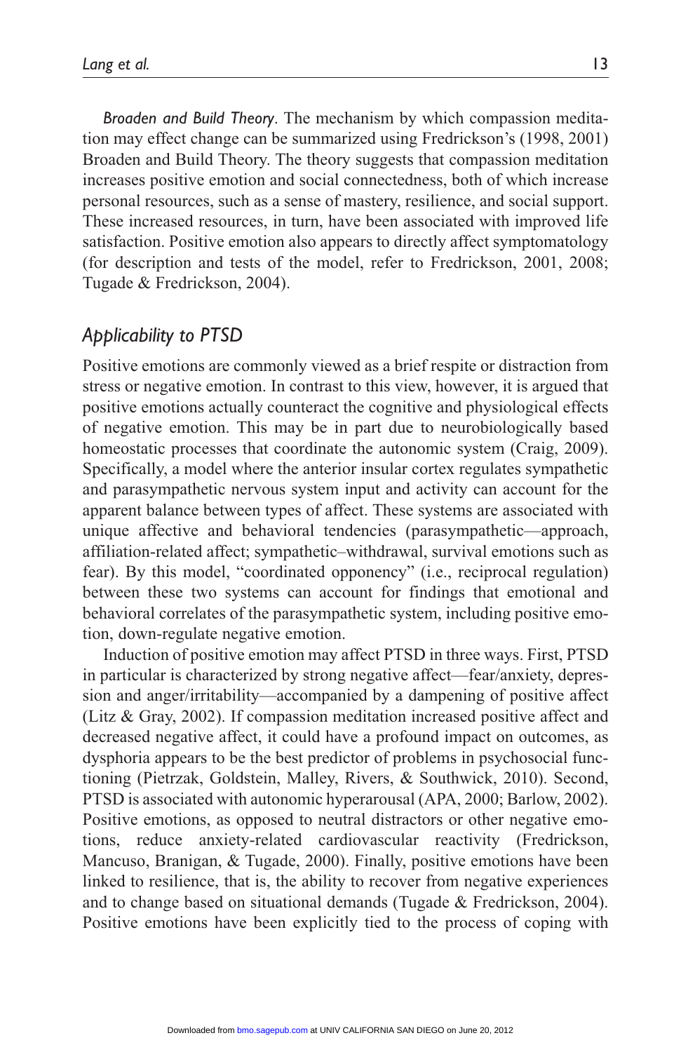*Broaden and Build Theory*. The mechanism by which compassion meditation may effect change can be summarized using Fredrickson's (1998, 2001) Broaden and Build Theory. The theory suggests that compassion meditation increases positive emotion and social connectedness, both of which increase personal resources, such as a sense of mastery, resilience, and social support. These increased resources, in turn, have been associated with improved life satisfaction. Positive emotion also appears to directly affect symptomatology (for description and tests of the model, refer to Fredrickson, 2001, 2008; Tugade & Fredrickson, 2004).

## Applicability to PTSD

Positive emotions are commonly viewed as a brief respite or distraction from stress or negative emotion. In contrast to this view, however, it is argued that positive emotions actually counteract the cognitive and physiological effects of negative emotion. This may be in part due to neurobiologically based homeostatic processes that coordinate the autonomic system (Craig, 2009). Specifically, a model where the anterior insular cortex regulates sympathetic and parasympathetic nervous system input and activity can account for the apparent balance between types of affect. These systems are associated with unique affective and behavioral tendencies (parasympathetic—approach, affiliation-related affect; sympathetic–withdrawal, survival emotions such as fear). By this model, "coordinated opponency" (i.e., reciprocal regulation) between these two systems can account for findings that emotional and behavioral correlates of the parasympathetic system, including positive emotion, down-regulate negative emotion.

Induction of positive emotion may affect PTSD in three ways. First, PTSD in particular is characterized by strong negative affect—fear/anxiety, depression and anger/irritability—accompanied by a dampening of positive affect (Litz & Gray, 2002). If compassion meditation increased positive affect and decreased negative affect, it could have a profound impact on outcomes, as dysphoria appears to be the best predictor of problems in psychosocial functioning (Pietrzak, Goldstein, Malley, Rivers, & Southwick, 2010). Second, PTSD is associated with autonomic hyperarousal (APA, 2000; Barlow, 2002). Positive emotions, as opposed to neutral distractors or other negative emotions, reduce anxiety-related cardiovascular reactivity (Fredrickson, Mancuso, Branigan, & Tugade, 2000). Finally, positive emotions have been linked to resilience, that is, the ability to recover from negative experiences and to change based on situational demands (Tugade & Fredrickson, 2004). Positive emotions have been explicitly tied to the process of coping with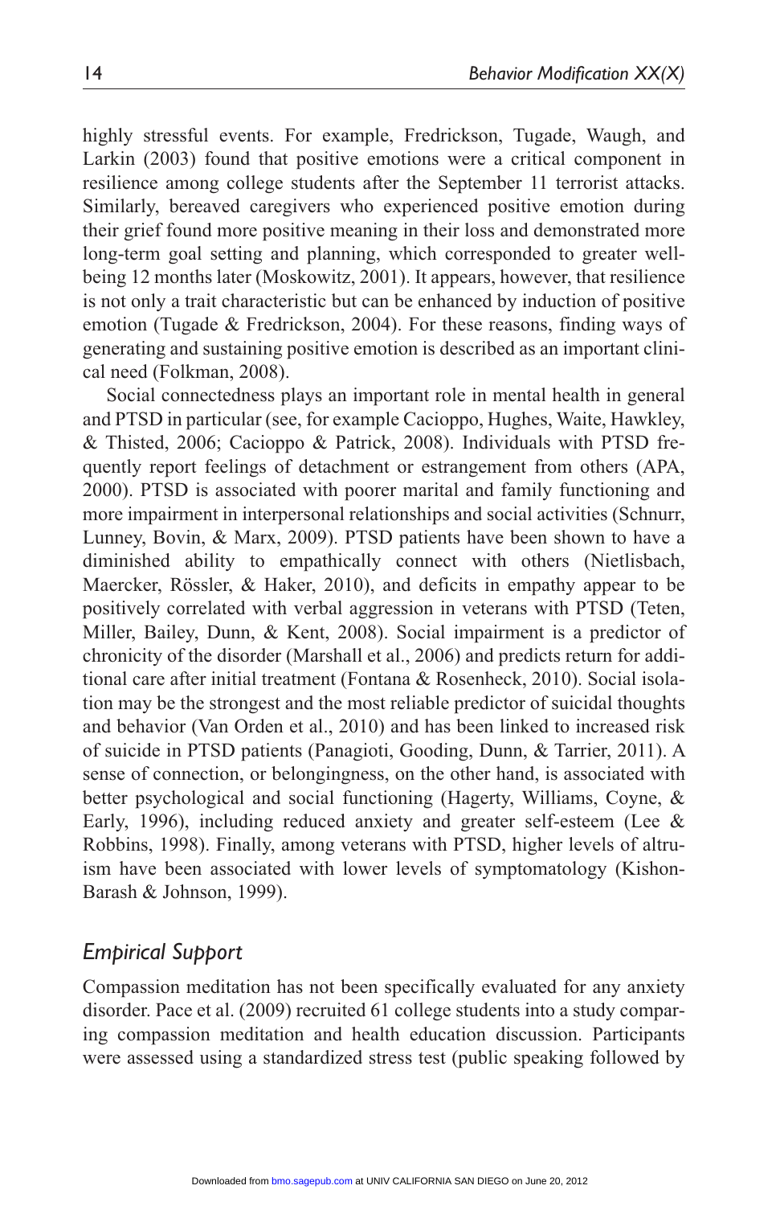highly stressful events. For example, Fredrickson, Tugade, Waugh, and Larkin (2003) found that positive emotions were a critical component in resilience among college students after the September 11 terrorist attacks. Similarly, bereaved caregivers who experienced positive emotion during their grief found more positive meaning in their loss and demonstrated more long-term goal setting and planning, which corresponded to greater well-being 12 months later (Moskowitz, 2001). It appears, however, that resilience is not only a trait characteristic but can be enhanced by induction of positive emotion (Tugade & Fredrickson, 2004). For these reasons, finding ways of generating and sustaining positive emotion is described as an important clinical need (Folkman, 2008).

Social connectedness plays an important role in mental health in general and PTSD in particular (see, for example Cacioppo, Hughes, Waite, Hawkley, & Thisted, 2006; Cacioppo & Patrick, 2008). Individuals with PTSD frequently report feelings of detachment or estrangement from others (APA, 2000). PTSD is associated with poorer marital and family functioning and more impairment in interpersonal relationships and social activities (Schnurr, Lunney, Bovin, & Marx, 2009). PTSD patients have been shown to have a diminished ability to empathically connect with others (Nietlisbach, Maercker, Rössler, & Haker, 2010), and deficits in empathy appear to be positively correlated with verbal aggression in veterans with PTSD (Teten, Miller, Bailey, Dunn, & Kent, 2008). Social impairment is a predictor of chronicity of the disorder (Marshall et al., 2006) and predicts return for additional care after initial treatment (Fontana & Rosenheck, 2010). Social isolation may be the strongest and the most reliable predictor of suicidal thoughts and behavior (Van Orden et al., 2010) and has been linked to increased risk of suicide in PTSD patients (Panagioti, Gooding, Dunn, & Tarrier, 2011). A sense of connection, or belongingness, on the other hand, is associated with better psychological and social functioning (Hagerty, Williams, Coyne, & Early, 1996), including reduced anxiety and greater self-esteem (Lee & Robbins, 1998). Finally, among veterans with PTSD, higher levels of altruism have been associated with lower levels of symptomatology (Kishon-Barash & Johnson, 1999).

## *Empirical Support*

Compassion meditation has not been specifically evaluated for any anxiety disorder. Pace et al. (2009) recruited 61 college students into a study comparing compassion meditation and health education discussion. Participants were assessed using a standardized stress test (public speaking followed by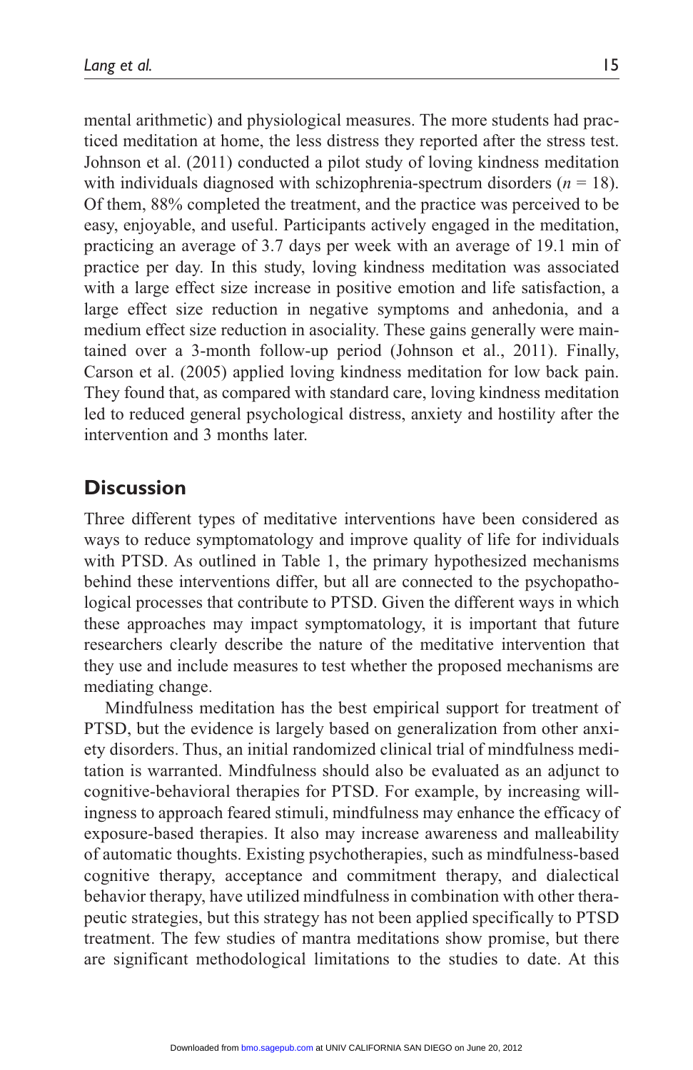mental arithmetic) and physiological measures. The more students had practiced meditation at home, the less distress they reported after the stress test. Johnson et al. (2011) conducted a pilot study of loving kindness meditation with individuals diagnosed with schizophrenia-spectrum disorders ($n$ = 18). Of them, 88% completed the treatment, and the practice was perceived to be easy, enjoyable, and useful. Participants actively engaged in the meditation, practicing an average of 3.7 days per week with an average of 19.1 min of practice per day. In this study, loving kindness meditation was associated with a large effect size increase in positive emotion and life satisfaction, a large effect size reduction in negative symptoms and anhedonia, and a medium effect size reduction in asociality. These gains generally were maintained over a 3-month follow-up period (Johnson et al., 2011). Finally, Carson et al. (2005) applied loving kindness meditation for low back pain. They found that, as compared with standard care, loving kindness meditation led to reduced general psychological distress, anxiety and hostility after the intervention and 3 months later.

## Discussion

Three different types of meditative interventions have been considered as ways to reduce symptomatology and improve quality of life for individuals with PTSD. As outlined in Table 1, the primary hypothesized mechanisms behind these interventions differ, but all are connected to the psychopathological processes that contribute to PTSD. Given the different ways in which these approaches may impact symptomatology, it is important that future researchers clearly describe the nature of the meditative intervention that they use and include measures to test whether the proposed mechanisms are mediating change.

Mindfulness meditation has the best empirical support for treatment of PTSD, but the evidence is largely based on generalization from other anxiety disorders. Thus, an initial randomized clinical trial of mindfulness meditation is warranted. Mindfulness should also be evaluated as an adjunct to cognitive-behavioral therapies for PTSD. For example, by increasing willingness to approach feared stimuli, mindfulness may enhance the efficacy of exposure-based therapies. It also may increase awareness and malleability of automatic thoughts. Existing psychotherapies, such as mindfulness-based cognitive therapy, acceptance and commitment therapy, and dialectical behavior therapy, have utilized mindfulness in combination with other therapeutic strategies, but this strategy has not been applied specifically to PTSD treatment. The few studies of mantra meditations show promise, but there are significant methodological limitations to the studies to date. At this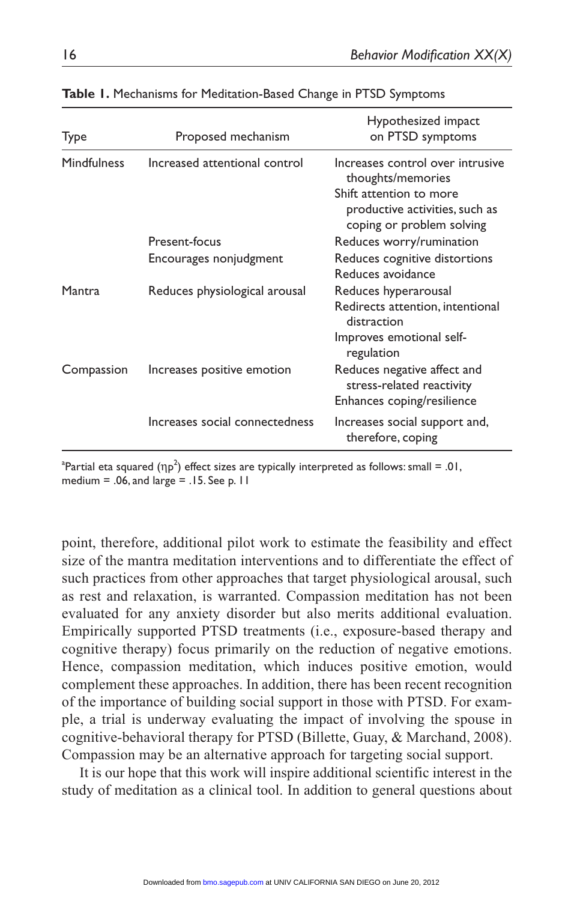**Table 1.** Mechanisms for Meditation-Based Change in PTSD Symptoms

| Type | Proposed mechanism | Hypothesized impact on PTSD symptoms |
|---|---|---|
| Mindfulness | Increased attentional control | Increases control over intrusive thoughts/memories<br>Shift attention to more productive activities, such as coping or problem solving |
| | Present-focus | Reduces worry/rumination |
| | Encourages nonjudgment | Reduces cognitive distortions<br>Reduces avoidance |
| Mantra | Reduces physiological arousal | Reduces hyperarousal<br>Redirects attention, intentional distraction<br>Improves emotional self-regulation |
| Compassion | Increases positive emotion | Reduces negative affect and stress-related reactivity<br>Enhances coping/resilience |
| | Increases social connectedness | Increases social support and, therefore, coping |

[a]Partial eta squared ($\eta p^2$) effect sizes are typically interpreted as follows: small = .01, medium = .06, and large = .15. See p. 11

point, therefore, additional pilot work to estimate the feasibility and effect size of the mantra meditation interventions and to differentiate the effect of such practices from other approaches that target physiological arousal, such as rest and relaxation, is warranted. Compassion meditation has not been evaluated for any anxiety disorder but also merits additional evaluation. Empirically supported PTSD treatments (i.e., exposure-based therapy and cognitive therapy) focus primarily on the reduction of negative emotions. Hence, compassion meditation, which induces positive emotion, would complement these approaches. In addition, there has been recent recognition of the importance of building social support in those with PTSD. For example, a trial is underway evaluating the impact of involving the spouse in cognitive-behavioral therapy for PTSD (Billette, Guay, & Marchand, 2008). Compassion may be an alternative approach for targeting social support.

It is our hope that this work will inspire additional scientific interest in the study of meditation as a clinical tool. In addition to general questions about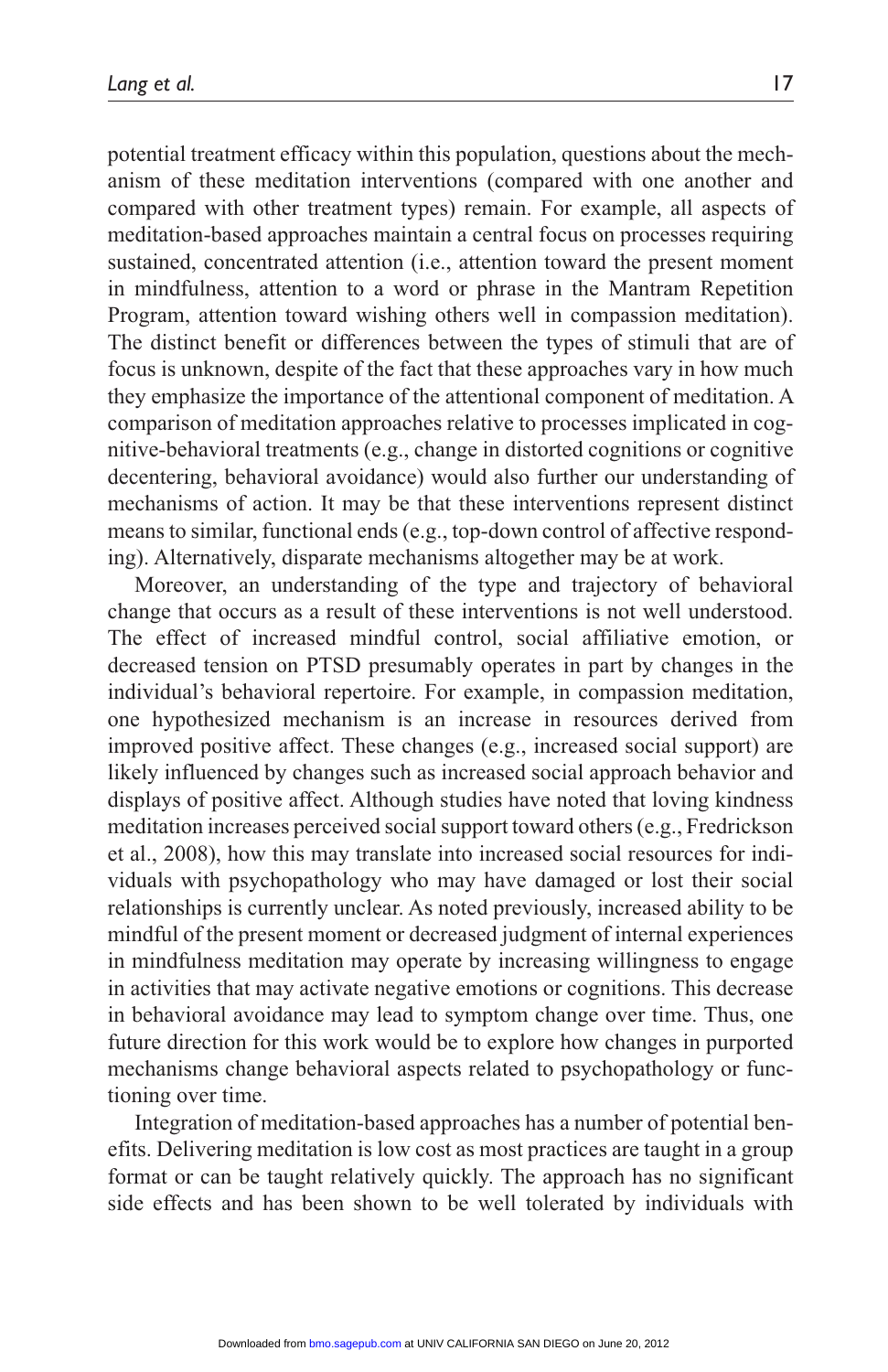potential treatment efficacy within this population, questions about the mechanism of these meditation interventions (compared with one another and compared with other treatment types) remain. For example, all aspects of meditation-based approaches maintain a central focus on processes requiring sustained, concentrated attention (i.e., attention toward the present moment in mindfulness, attention to a word or phrase in the Mantram Repetition Program, attention toward wishing others well in compassion meditation). The distinct benefit or differences between the types of stimuli that are of focus is unknown, despite of the fact that these approaches vary in how much they emphasize the importance of the attentional component of meditation. A comparison of meditation approaches relative to processes implicated in cognitive-behavioral treatments (e.g., change in distorted cognitions or cognitive decentering, behavioral avoidance) would also further our understanding of mechanisms of action. It may be that these interventions represent distinct means to similar, functional ends (e.g., top-down control of affective responding). Alternatively, disparate mechanisms altogether may be at work.

Moreover, an understanding of the type and trajectory of behavioral change that occurs as a result of these interventions is not well understood. The effect of increased mindful control, social affiliative emotion, or decreased tension on PTSD presumably operates in part by changes in the individual's behavioral repertoire. For example, in compassion meditation, one hypothesized mechanism is an increase in resources derived from improved positive affect. These changes (e.g., increased social support) are likely influenced by changes such as increased social approach behavior and displays of positive affect. Although studies have noted that loving kindness meditation increases perceived social support toward others (e.g., Fredrickson et al., 2008), how this may translate into increased social resources for individuals with psychopathology who may have damaged or lost their social relationships is currently unclear. As noted previously, increased ability to be mindful of the present moment or decreased judgment of internal experiences in mindfulness meditation may operate by increasing willingness to engage in activities that may activate negative emotions or cognitions. This decrease in behavioral avoidance may lead to symptom change over time. Thus, one future direction for this work would be to explore how changes in purported mechanisms change behavioral aspects related to psychopathology or functioning over time.

Integration of meditation-based approaches has a number of potential benefits. Delivering meditation is low cost as most practices are taught in a group format or can be taught relatively quickly. The approach has no significant side effects and has been shown to be well tolerated by individuals with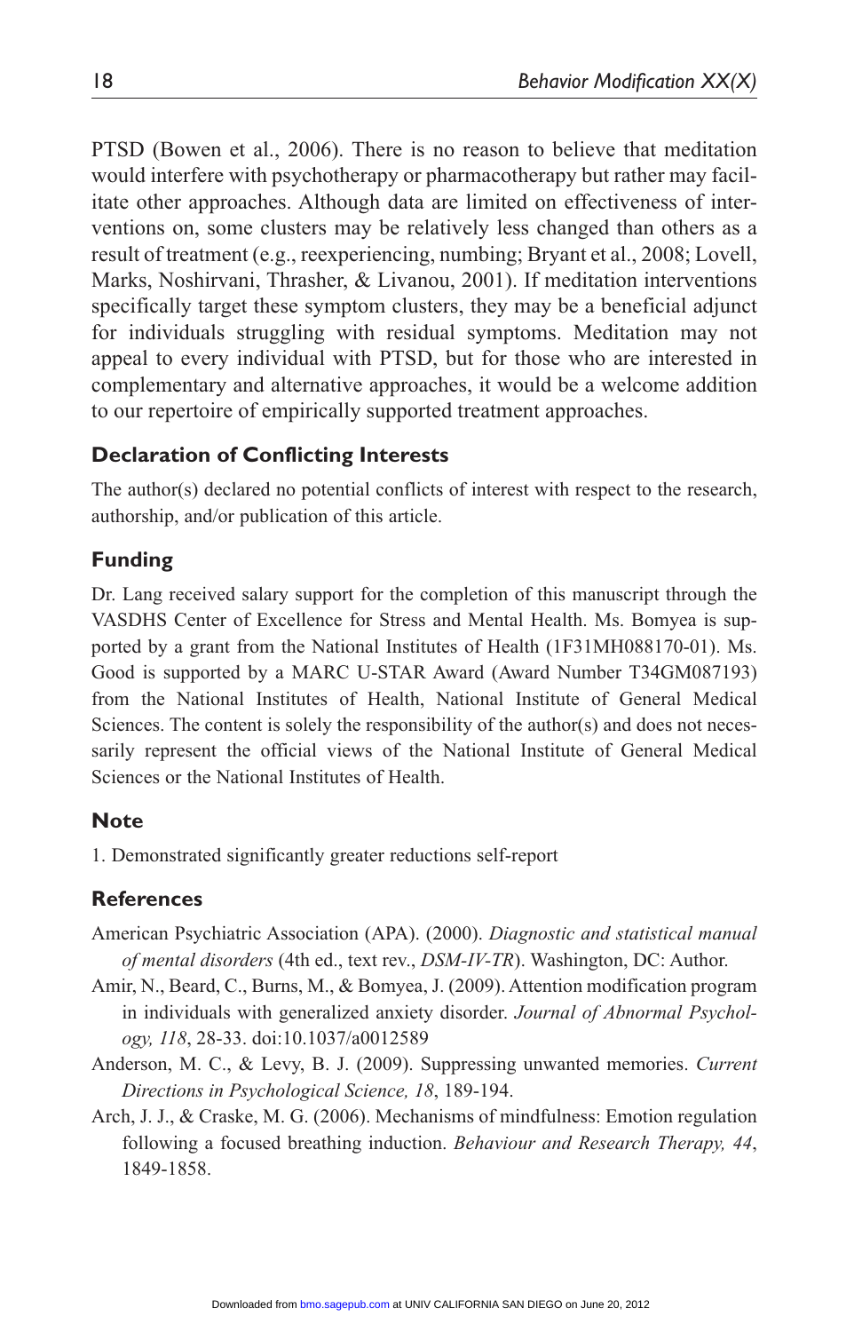PTSD (Bowen et al., 2006). There is no reason to believe that meditation would interfere with psychotherapy or pharmacotherapy but rather may facilitate other approaches. Although data are limited on effectiveness of interventions on, some clusters may be relatively less changed than others as a result of treatment (e.g., reexperiencing, numbing; Bryant et al., 2008; Lovell, Marks, Noshirvani, Thrasher, & Livanou, 2001). If meditation interventions specifically target these symptom clusters, they may be a beneficial adjunct for individuals struggling with residual symptoms. Meditation may not appeal to every individual with PTSD, but for those who are interested in complementary and alternative approaches, it would be a welcome addition to our repertoire of empirically supported treatment approaches.

## Declaration of Conflicting Interests

The author(s) declared no potential conflicts of interest with respect to the research, authorship, and/or publication of this article.

## Funding

Dr. Lang received salary support for the completion of this manuscript through the VASDHS Center of Excellence for Stress and Mental Health. Ms. Bomyea is supported by a grant from the National Institutes of Health (1F31MH088170-01). Ms. Good is supported by a MARC U-STAR Award (Award Number T34GM087193) from the National Institutes of Health, National Institute of General Medical Sciences. The content is solely the responsibility of the author(s) and does not necessarily represent the official views of the National Institute of General Medical Sciences or the National Institutes of Health.

## Note

1. Demonstrated significantly greater reductions self-report

## References

American Psychiatric Association (APA). (2000). *Diagnostic and statistical manual of mental disorders* (4th ed., text rev., *DSM-IV-TR*). Washington, DC: Author.

Amir, N., Beard, C., Burns, M., & Bomyea, J. (2009). Attention modification program in individuals with generalized anxiety disorder. *Journal of Abnormal Psychology, 118*, 28-33. doi:10.1037/a0012589

Anderson, M. C., & Levy, B. J. (2009). Suppressing unwanted memories. *Current Directions in Psychological Science, 18*, 189-194.

Arch, J. J., & Craske, M. G. (2006). Mechanisms of mindfulness: Emotion regulation following a focused breathing induction. *Behaviour and Research Therapy, 44*, 1849-1858.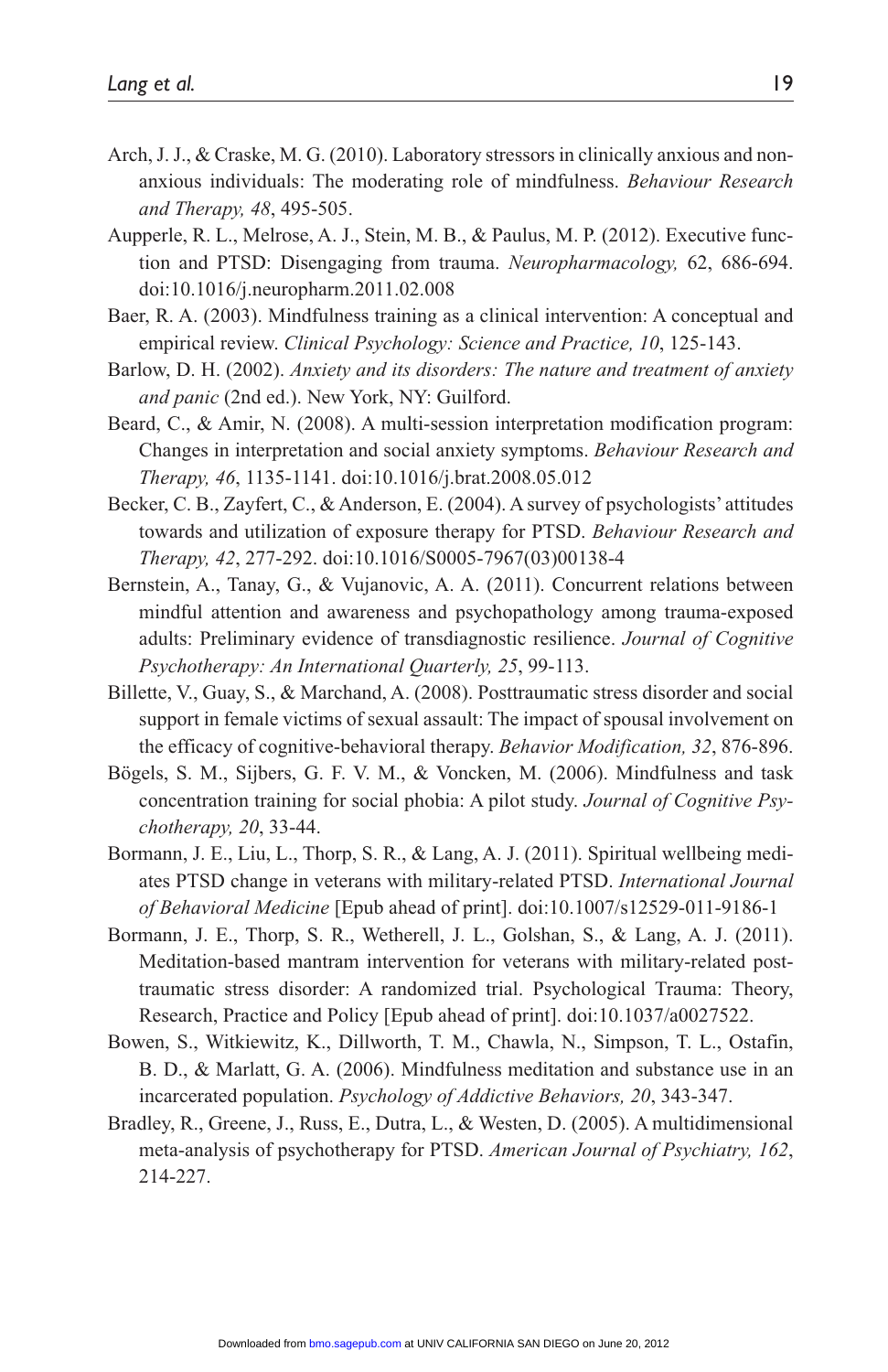Arch, J. J., & Craske, M. G. (2010). Laboratory stressors in clinically anxious and non-anxious individuals: The moderating role of mindfulness. *Behaviour Research and Therapy, 48*, 495-505.

Aupperle, R. L., Melrose, A. J., Stein, M. B., & Paulus, M. P. (2012). Executive function and PTSD: Disengaging from trauma. *Neuropharmacology,* 62, 686-694. doi:10.1016/j.neuropharm.2011.02.008

Baer, R. A. (2003). Mindfulness training as a clinical intervention: A conceptual and empirical review. *Clinical Psychology: Science and Practice, 10*, 125-143.

Barlow, D. H. (2002). *Anxiety and its disorders: The nature and treatment of anxiety and panic* (2nd ed.). New York, NY: Guilford.

Beard, C., & Amir, N. (2008). A multi-session interpretation modification program: Changes in interpretation and social anxiety symptoms. *Behaviour Research and Therapy, 46*, 1135-1141. doi:10.1016/j.brat.2008.05.012

Becker, C. B., Zayfert, C., & Anderson, E. (2004). A survey of psychologists' attitudes towards and utilization of exposure therapy for PTSD. *Behaviour Research and Therapy, 42*, 277-292. doi:10.1016/S0005-7967(03)00138-4

Bernstein, A., Tanay, G., & Vujanovic, A. A. (2011). Concurrent relations between mindful attention and awareness and psychopathology among trauma-exposed adults: Preliminary evidence of transdiagnostic resilience. *Journal of Cognitive Psychotherapy: An International Quarterly, 25*, 99-113.

Billette, V., Guay, S., & Marchand, A. (2008). Posttraumatic stress disorder and social support in female victims of sexual assault: The impact of spousal involvement on the efficacy of cognitive-behavioral therapy. *Behavior Modification, 32*, 876-896.

Bögels, S. M., Sijbers, G. F. V. M., & Voncken, M. (2006). Mindfulness and task concentration training for social phobia: A pilot study. *Journal of Cognitive Psychotherapy, 20*, 33-44.

Bormann, J. E., Liu, L., Thorp, S. R., & Lang, A. J. (2011). Spiritual wellbeing mediates PTSD change in veterans with military-related PTSD. *International Journal of Behavioral Medicine* [Epub ahead of print]. doi:10.1007/s12529-011-9186-1

Bormann, J. E., Thorp, S. R., Wetherell, J. L., Golshan, S., & Lang, A. J. (2011). Meditation-based mantram intervention for veterans with military-related posttraumatic stress disorder: A randomized trial. Psychological Trauma: Theory, Research, Practice and Policy [Epub ahead of print]. doi:10.1037/a0027522.

Bowen, S., Witkiewitz, K., Dillworth, T. M., Chawla, N., Simpson, T. L., Ostafin, B. D., & Marlatt, G. A. (2006). Mindfulness meditation and substance use in an incarcerated population. *Psychology of Addictive Behaviors, 20*, 343-347.

Bradley, R., Greene, J., Russ, E., Dutra, L., & Westen, D. (2005). A multidimensional meta-analysis of psychotherapy for PTSD. *American Journal of Psychiatry, 162*, 214-227.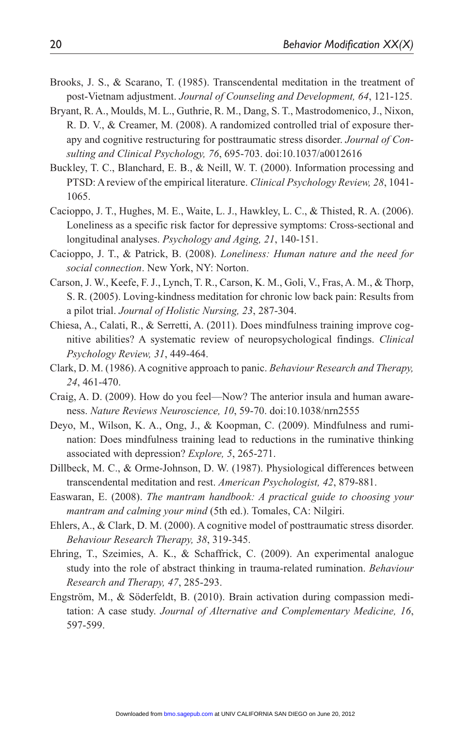Brooks, J. S., & Scarano, T. (1985). Transcendental meditation in the treatment of post-Vietnam adjustment. *Journal of Counseling and Development, 64*, 121-125.

Bryant, R. A., Moulds, M. L., Guthrie, R. M., Dang, S. T., Mastrodomenico, J., Nixon, R. D. V., & Creamer, M. (2008). A randomized controlled trial of exposure therapy and cognitive restructuring for posttraumatic stress disorder. *Journal of Consulting and Clinical Psychology, 76*, 695-703. doi:10.1037/a0012616

Buckley, T. C., Blanchard, E. B., & Neill, W. T. (2000). Information processing and PTSD: A review of the empirical literature. *Clinical Psychology Review, 28*, 1041-1065.

Cacioppo, J. T., Hughes, M. E., Waite, L. J., Hawkley, L. C., & Thisted, R. A. (2006). Loneliness as a specific risk factor for depressive symptoms: Cross-sectional and longitudinal analyses. *Psychology and Aging, 21*, 140-151.

Cacioppo, J. T., & Patrick, B. (2008). *Loneliness: Human nature and the need for social connection*. New York, NY: Norton.

Carson, J. W., Keefe, F. J., Lynch, T. R., Carson, K. M., Goli, V., Fras, A. M., & Thorp, S. R. (2005). Loving-kindness meditation for chronic low back pain: Results from a pilot trial. *Journal of Holistic Nursing, 23*, 287-304.

Chiesa, A., Calati, R., & Serretti, A. (2011). Does mindfulness training improve cognitive abilities? A systematic review of neuropsychological findings. *Clinical Psychology Review, 31*, 449-464.

Clark, D. M. (1986). A cognitive approach to panic. *Behaviour Research and Therapy, 24*, 461-470.

Craig, A. D. (2009). How do you feel—Now? The anterior insula and human awareness. *Nature Reviews Neuroscience, 10*, 59-70. doi:10.1038/nrn2555

Deyo, M., Wilson, K. A., Ong, J., & Koopman, C. (2009). Mindfulness and rumination: Does mindfulness training lead to reductions in the ruminative thinking associated with depression? *Explore, 5*, 265-271.

Dillbeck, M. C., & Orme-Johnson, D. W. (1987). Physiological differences between transcendental meditation and rest. *American Psychologist, 42*, 879-881.

Easwaran, E. (2008). *The mantram handbook: A practical guide to choosing your mantram and calming your mind* (5th ed.). Tomales, CA: Nilgiri.

Ehlers, A., & Clark, D. M. (2000). A cognitive model of posttraumatic stress disorder. *Behaviour Research Therapy, 38*, 319-345.

Ehring, T., Szeimies, A. K., & Schaffrick, C. (2009). An experimental analogue study into the role of abstract thinking in trauma-related rumination. *Behaviour Research and Therapy, 47*, 285-293.

Engström, M., & Söderfeldt, B. (2010). Brain activation during compassion meditation: A case study. *Journal of Alternative and Complementary Medicine, 16*, 597-599.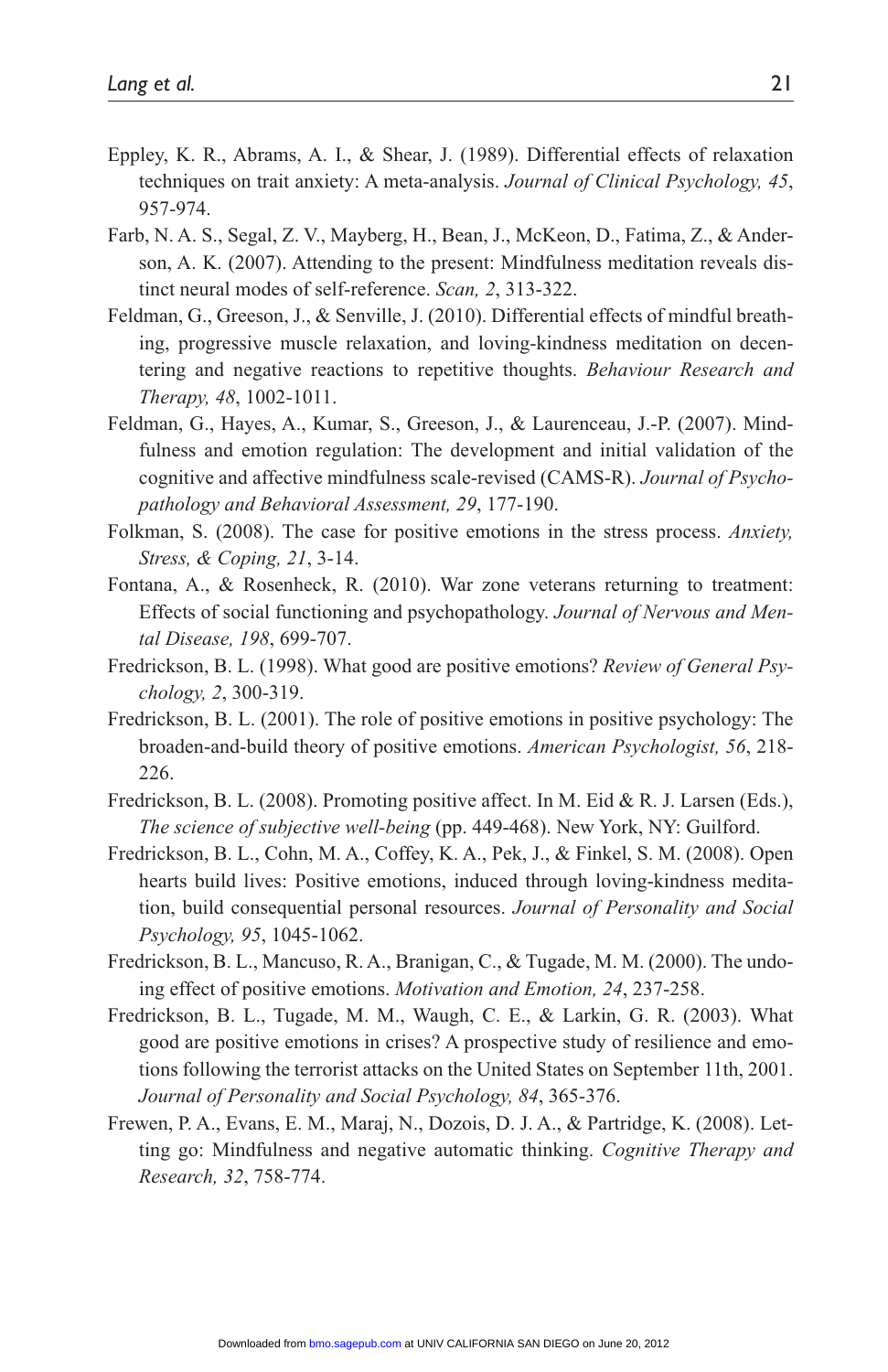Eppley, K. R., Abrams, A. I., & Shear, J. (1989). Differential effects of relaxation techniques on trait anxiety: A meta-analysis. *Journal of Clinical Psychology, 45*, 957-974.

Farb, N. A. S., Segal, Z. V., Mayberg, H., Bean, J., McKeon, D., Fatima, Z., & Anderson, A. K. (2007). Attending to the present: Mindfulness meditation reveals distinct neural modes of self-reference. *Scan, 2*, 313-322.

Feldman, G., Greeson, J., & Senville, J. (2010). Differential effects of mindful breathing, progressive muscle relaxation, and loving-kindness meditation on decentering and negative reactions to repetitive thoughts. *Behaviour Research and Therapy, 48*, 1002-1011.

Feldman, G., Hayes, A., Kumar, S., Greeson, J., & Laurenceau, J.-P. (2007). Mindfulness and emotion regulation: The development and initial validation of the cognitive and affective mindfulness scale-revised (CAMS-R). *Journal of Psychopathology and Behavioral Assessment, 29*, 177-190.

Folkman, S. (2008). The case for positive emotions in the stress process. *Anxiety, Stress, & Coping, 21*, 3-14.

Fontana, A., & Rosenheck, R. (2010). War zone veterans returning to treatment: Effects of social functioning and psychopathology. *Journal of Nervous and Mental Disease, 198*, 699-707.

Fredrickson, B. L. (1998). What good are positive emotions? *Review of General Psychology, 2*, 300-319.

Fredrickson, B. L. (2001). The role of positive emotions in positive psychology: The broaden-and-build theory of positive emotions. *American Psychologist, 56*, 218-226.

Fredrickson, B. L. (2008). Promoting positive affect. In M. Eid & R. J. Larsen (Eds.), *The science of subjective well-being* (pp. 449-468). New York, NY: Guilford.

Fredrickson, B. L., Cohn, M. A., Coffey, K. A., Pek, J., & Finkel, S. M. (2008). Open hearts build lives: Positive emotions, induced through loving-kindness meditation, build consequential personal resources. *Journal of Personality and Social Psychology, 95*, 1045-1062.

Fredrickson, B. L., Mancuso, R. A., Branigan, C., & Tugade, M. M. (2000). The undoing effect of positive emotions. *Motivation and Emotion, 24*, 237-258.

Fredrickson, B. L., Tugade, M. M., Waugh, C. E., & Larkin, G. R. (2003). What good are positive emotions in crises? A prospective study of resilience and emotions following the terrorist attacks on the United States on September 11th, 2001. *Journal of Personality and Social Psychology, 84*, 365-376.

Frewen, P. A., Evans, E. M., Maraj, N., Dozois, D. J. A., & Partridge, K. (2008). Letting go: Mindfulness and negative automatic thinking. *Cognitive Therapy and Research, 32*, 758-774.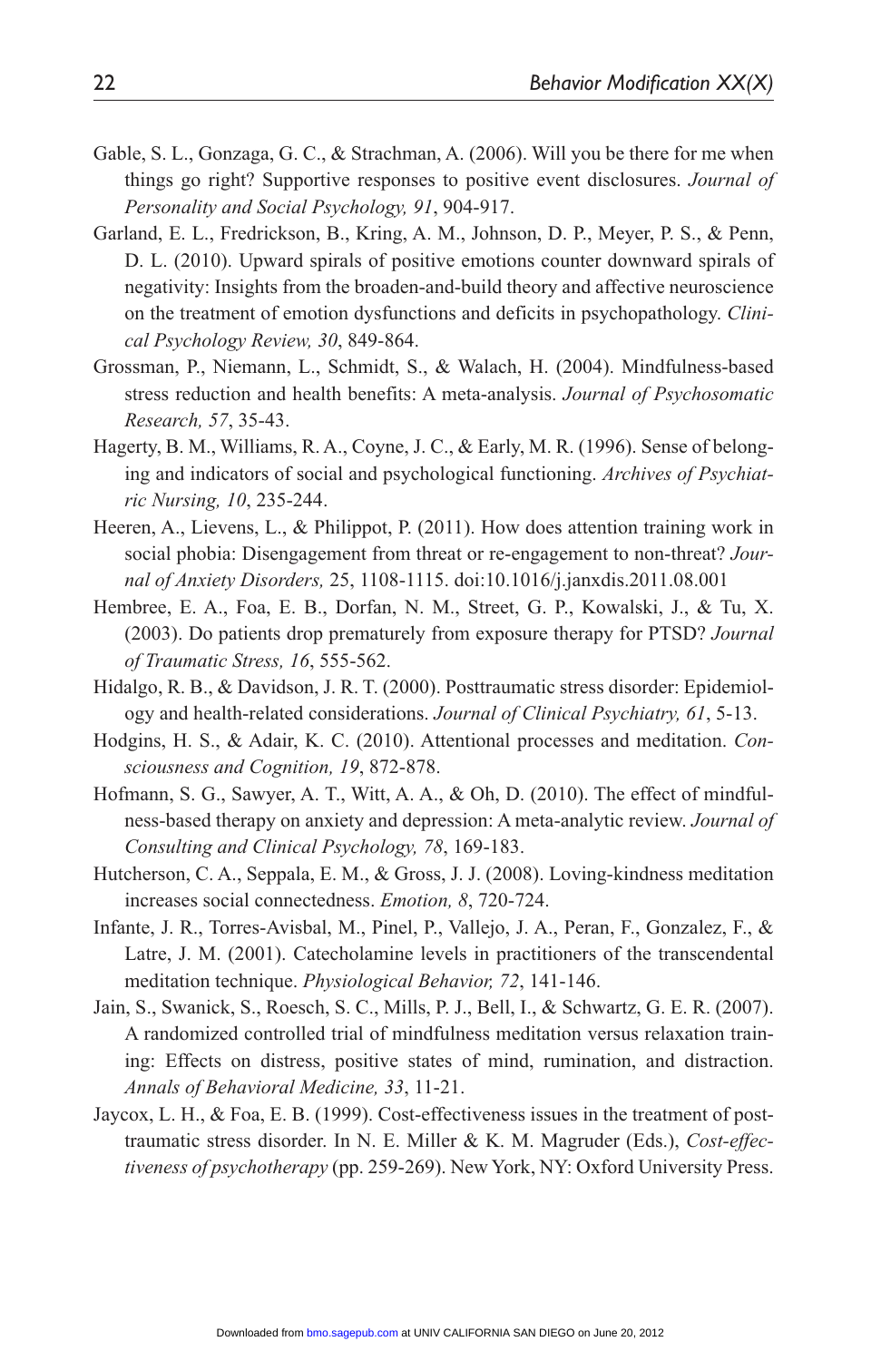Gable, S. L., Gonzaga, G. C., & Strachman, A. (2006). Will you be there for me when things go right? Supportive responses to positive event disclosures. *Journal of Personality and Social Psychology, 91*, 904-917.

Garland, E. L., Fredrickson, B., Kring, A. M., Johnson, D. P., Meyer, P. S., & Penn, D. L. (2010). Upward spirals of positive emotions counter downward spirals of negativity: Insights from the broaden-and-build theory and affective neuroscience on the treatment of emotion dysfunctions and deficits in psychopathology. *Clinical Psychology Review, 30*, 849-864.

Grossman, P., Niemann, L., Schmidt, S., & Walach, H. (2004). Mindfulness-based stress reduction and health benefits: A meta-analysis. *Journal of Psychosomatic Research, 57*, 35-43.

Hagerty, B. M., Williams, R. A., Coyne, J. C., & Early, M. R. (1996). Sense of belonging and indicators of social and psychological functioning. *Archives of Psychiatric Nursing, 10*, 235-244.

Heeren, A., Lievens, L., & Philippot, P. (2011). How does attention training work in social phobia: Disengagement from threat or re-engagement to non-threat? *Journal of Anxiety Disorders,* 25, 1108-1115. doi:10.1016/j.janxdis.2011.08.001

Hembree, E. A., Foa, E. B., Dorfan, N. M., Street, G. P., Kowalski, J., & Tu, X. (2003). Do patients drop prematurely from exposure therapy for PTSD? *Journal of Traumatic Stress, 16*, 555-562.

Hidalgo, R. B., & Davidson, J. R. T. (2000). Posttraumatic stress disorder: Epidemiology and health-related considerations. *Journal of Clinical Psychiatry, 61*, 5-13.

Hodgins, H. S., & Adair, K. C. (2010). Attentional processes and meditation. *Consciousness and Cognition, 19*, 872-878.

Hofmann, S. G., Sawyer, A. T., Witt, A. A., & Oh, D. (2010). The effect of mindfulness-based therapy on anxiety and depression: A meta-analytic review. *Journal of Consulting and Clinical Psychology, 78*, 169-183.

Hutcherson, C. A., Seppala, E. M., & Gross, J. J. (2008). Loving-kindness meditation increases social connectedness. *Emotion, 8*, 720-724.

Infante, J. R., Torres-Avisbal, M., Pinel, P., Vallejo, J. A., Peran, F., Gonzalez, F., & Latre, J. M. (2001). Catecholamine levels in practitioners of the transcendental meditation technique. *Physiological Behavior, 72*, 141-146.

Jain, S., Swanick, S., Roesch, S. C., Mills, P. J., Bell, I., & Schwartz, G. E. R. (2007). A randomized controlled trial of mindfulness meditation versus relaxation training: Effects on distress, positive states of mind, rumination, and distraction. *Annals of Behavioral Medicine, 33*, 11-21.

Jaycox, L. H., & Foa, E. B. (1999). Cost-effectiveness issues in the treatment of posttraumatic stress disorder. In N. E. Miller & K. M. Magruder (Eds.), *Cost-effectiveness of psychotherapy* (pp. 259-269). New York, NY: Oxford University Press.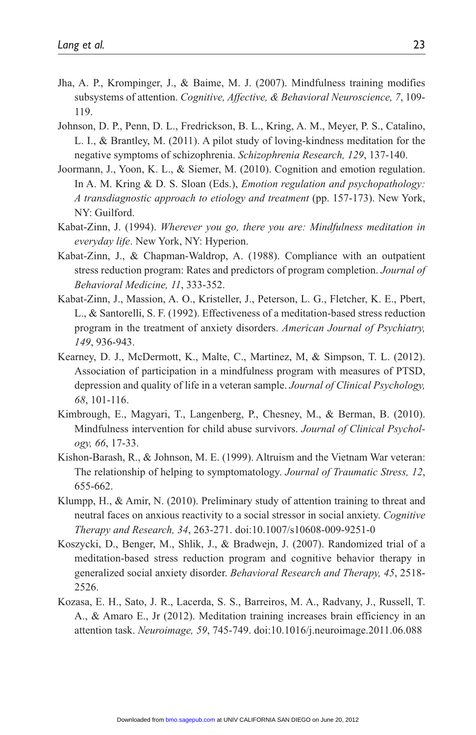Jha, A. P., Krompinger, J., & Baime, M. J. (2007). Mindfulness training modifies subsystems of attention. *Cognitive, Affective, & Behavioral Neuroscience, 7*, 109-119.

Johnson, D. P., Penn, D. L., Fredrickson, B. L., Kring, A. M., Meyer, P. S., Catalino, L. I., & Brantley, M. (2011). A pilot study of loving-kindness meditation for the negative symptoms of schizophrenia. *Schizophrenia Research, 129*, 137-140.

Joormann, J., Yoon, K. L., & Siemer, M. (2010). Cognition and emotion regulation. In A. M. Kring & D. S. Sloan (Eds.), *Emotion regulation and psychopathology: A transdiagnostic approach to etiology and treatment* (pp. 157-173). New York, NY: Guilford.

Kabat-Zinn, J. (1994). *Wherever you go, there you are: Mindfulness meditation in everyday life*. New York, NY: Hyperion.

Kabat-Zinn, J., & Chapman-Waldrop, A. (1988). Compliance with an outpatient stress reduction program: Rates and predictors of program completion. *Journal of Behavioral Medicine, 11*, 333-352.

Kabat-Zinn, J., Massion, A. O., Kristeller, J., Peterson, L. G., Fletcher, K. E., Pbert, L., & Santorelli, S. F. (1992). Effectiveness of a meditation-based stress reduction program in the treatment of anxiety disorders. *American Journal of Psychiatry, 149*, 936-943.

Kearney, D. J., McDermott, K., Malte, C., Martinez, M, & Simpson, T. L. (2012). Association of participation in a mindfulness program with measures of PTSD, depression and quality of life in a veteran sample. *Journal of Clinical Psychology, 68*, 101-116.

Kimbrough, E., Magyari, T., Langenberg, P., Chesney, M., & Berman, B. (2010). Mindfulness intervention for child abuse survivors. *Journal of Clinical Psychology, 66*, 17-33.

Kishon-Barash, R., & Johnson, M. E. (1999). Altruism and the Vietnam War veteran: The relationship of helping to symptomatology. *Journal of Traumatic Stress, 12*, 655-662.

Klumpp, H., & Amir, N. (2010). Preliminary study of attention training to threat and neutral faces on anxious reactivity to a social stressor in social anxiety. *Cognitive Therapy and Research, 34*, 263-271. doi:10.1007/s10608-009-9251-0

Koszycki, D., Benger, M., Shlik, J., & Bradwejn, J. (2007). Randomized trial of a meditation-based stress reduction program and cognitive behavior therapy in generalized social anxiety disorder. *Behavioral Research and Therapy, 45*, 2518-2526.

Kozasa, E. H., Sato, J. R., Lacerda, S. S., Barreiros, M. A., Radvany, J., Russell, T. A., & Amaro E., Jr (2012). Meditation training increases brain efficiency in an attention task. *Neuroimage, 59*, 745-749. doi:10.1016/j.neuroimage.2011.06.088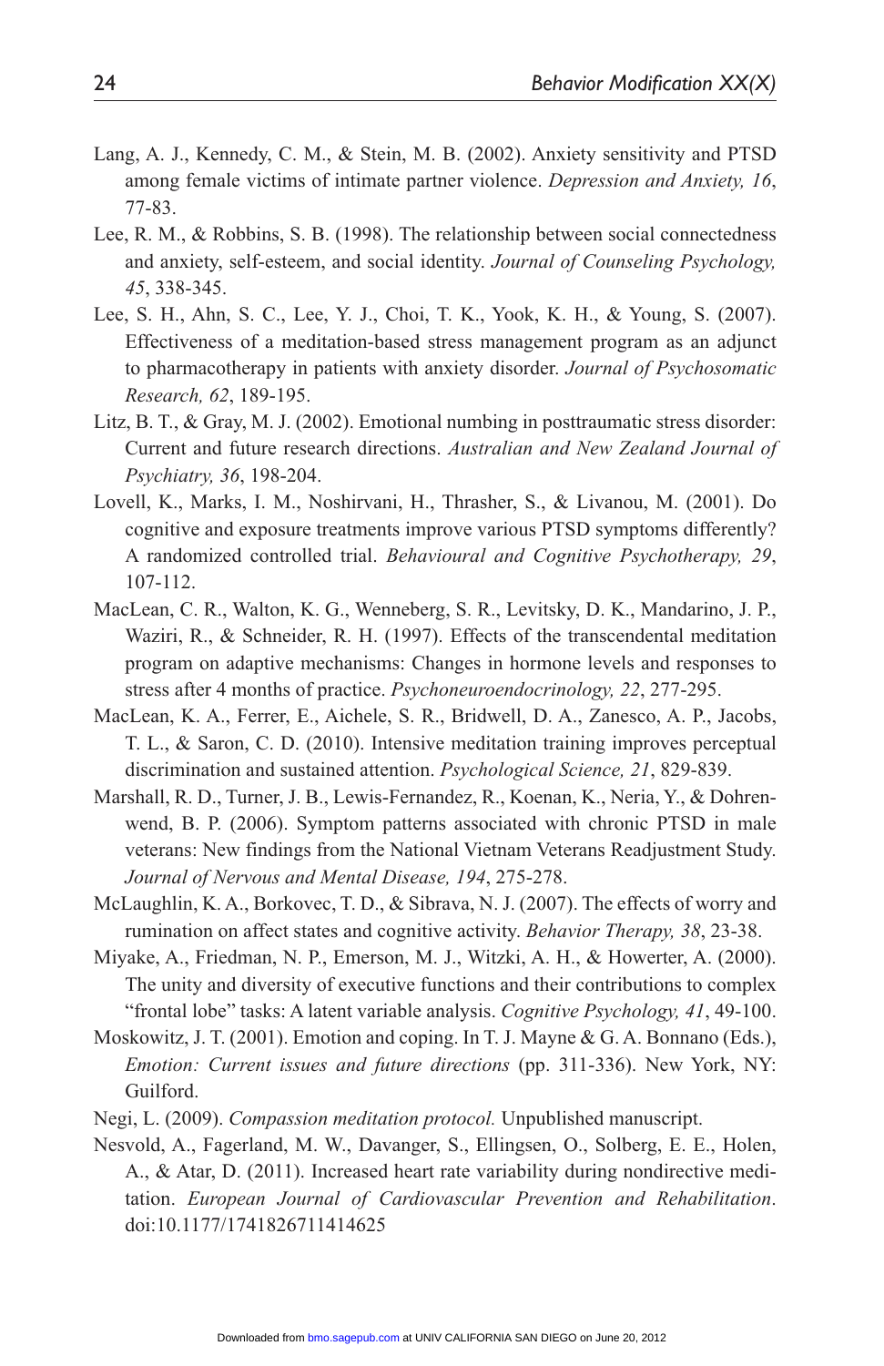Lang, A. J., Kennedy, C. M., & Stein, M. B. (2002). Anxiety sensitivity and PTSD among female victims of intimate partner violence. *Depression and Anxiety, 16*, 77-83.

Lee, R. M., & Robbins, S. B. (1998). The relationship between social connectedness and anxiety, self-esteem, and social identity. *Journal of Counseling Psychology, 45*, 338-345.

Lee, S. H., Ahn, S. C., Lee, Y. J., Choi, T. K., Yook, K. H., & Young, S. (2007). Effectiveness of a meditation-based stress management program as an adjunct to pharmacotherapy in patients with anxiety disorder. *Journal of Psychosomatic Research, 62*, 189-195.

Litz, B. T., & Gray, M. J. (2002). Emotional numbing in posttraumatic stress disorder: Current and future research directions. *Australian and New Zealand Journal of Psychiatry, 36*, 198-204.

Lovell, K., Marks, I. M., Noshirvani, H., Thrasher, S., & Livanou, M. (2001). Do cognitive and exposure treatments improve various PTSD symptoms differently? A randomized controlled trial. *Behavioural and Cognitive Psychotherapy, 29*, 107-112.

MacLean, C. R., Walton, K. G., Wenneberg, S. R., Levitsky, D. K., Mandarino, J. P., Waziri, R., & Schneider, R. H. (1997). Effects of the transcendental meditation program on adaptive mechanisms: Changes in hormone levels and responses to stress after 4 months of practice. *Psychoneuroendocrinology, 22*, 277-295.

MacLean, K. A., Ferrer, E., Aichele, S. R., Bridwell, D. A., Zanesco, A. P., Jacobs, T. L., & Saron, C. D. (2010). Intensive meditation training improves perceptual discrimination and sustained attention. *Psychological Science, 21*, 829-839.

Marshall, R. D., Turner, J. B., Lewis-Fernandez, R., Koenan, K., Neria, Y., & Dohrenwend, B. P. (2006). Symptom patterns associated with chronic PTSD in male veterans: New findings from the National Vietnam Veterans Readjustment Study. *Journal of Nervous and Mental Disease, 194*, 275-278.

McLaughlin, K. A., Borkovec, T. D., & Sibrava, N. J. (2007). The effects of worry and rumination on affect states and cognitive activity. *Behavior Therapy, 38*, 23-38.

Miyake, A., Friedman, N. P., Emerson, M. J., Witzki, A. H., & Howerter, A. (2000). The unity and diversity of executive functions and their contributions to complex "frontal lobe" tasks: A latent variable analysis. *Cognitive Psychology, 41*, 49-100.

Moskowitz, J. T. (2001). Emotion and coping. In T. J. Mayne & G. A. Bonnano (Eds.), *Emotion: Current issues and future directions* (pp. 311-336). New York, NY: Guilford.

Negi, L. (2009). *Compassion meditation protocol.* Unpublished manuscript.

Nesvold, A., Fagerland, M. W., Davanger, S., Ellingsen, O., Solberg, E. E., Holen, A., & Atar, D. (2011). Increased heart rate variability during nondirective meditation. *European Journal of Cardiovascular Prevention and Rehabilitation*. doi:10.1177/1741826711414625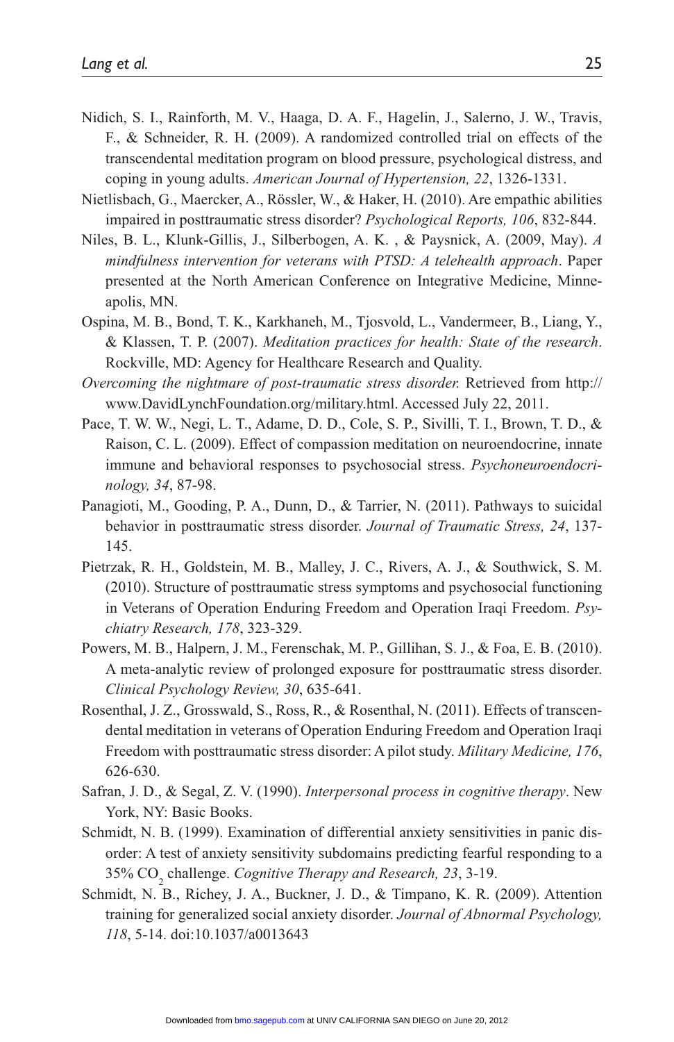Nidich, S. I., Rainforth, M. V., Haaga, D. A. F., Hagelin, J., Salerno, J. W., Travis, F., & Schneider, R. H. (2009). A randomized controlled trial on effects of the transcendental meditation program on blood pressure, psychological distress, and coping in young adults. *American Journal of Hypertension, 22*, 1326-1331.

Nietlisbach, G., Maercker, A., Rössler, W., & Haker, H. (2010). Are empathic abilities impaired in posttraumatic stress disorder? *Psychological Reports, 106*, 832-844.

Niles, B. L., Klunk-Gillis, J., Silberbogen, A. K. , & Paysnick, A. (2009, May). *A mindfulness intervention for veterans with PTSD: A telehealth approach*. Paper presented at the North American Conference on Integrative Medicine, Minneapolis, MN.

Ospina, M. B., Bond, T. K., Karkhaneh, M., Tjosvold, L., Vandermeer, B., Liang, Y., & Klassen, T. P. (2007). *Meditation practices for health: State of the research*. Rockville, MD: Agency for Healthcare Research and Quality.

*Overcoming the nightmare of post-traumatic stress disorder.* Retrieved from http://www.DavidLynchFoundation.org/military.html. Accessed July 22, 2011.

Pace, T. W. W., Negi, L. T., Adame, D. D., Cole, S. P., Sivilli, T. I., Brown, T. D., & Raison, C. L. (2009). Effect of compassion meditation on neuroendocrine, innate immune and behavioral responses to psychosocial stress. *Psychoneuroendocrinology, 34*, 87-98.

Panagioti, M., Gooding, P. A., Dunn, D., & Tarrier, N. (2011). Pathways to suicidal behavior in posttraumatic stress disorder. *Journal of Traumatic Stress, 24*, 137-145.

Pietrzak, R. H., Goldstein, M. B., Malley, J. C., Rivers, A. J., & Southwick, S. M. (2010). Structure of posttraumatic stress symptoms and psychosocial functioning in Veterans of Operation Enduring Freedom and Operation Iraqi Freedom. *Psychiatry Research, 178*, 323-329.

Powers, M. B., Halpern, J. M., Ferenschak, M. P., Gillihan, S. J., & Foa, E. B. (2010). A meta-analytic review of prolonged exposure for posttraumatic stress disorder. *Clinical Psychology Review, 30*, 635-641.

Rosenthal, J. Z., Grosswald, S., Ross, R., & Rosenthal, N. (2011). Effects of transcendental meditation in veterans of Operation Enduring Freedom and Operation Iraqi Freedom with posttraumatic stress disorder: A pilot study. *Military Medicine, 176*, 626-630.

Safran, J. D., & Segal, Z. V. (1990). *Interpersonal process in cognitive therapy*. New York, NY: Basic Books.

Schmidt, N. B. (1999). Examination of differential anxiety sensitivities in panic disorder: A test of anxiety sensitivity subdomains predicting fearful responding to a 35% $CO_2$ challenge. *Cognitive Therapy and Research, 23*, 3-19.

Schmidt, N. B., Richey, J. A., Buckner, J. D., & Timpano, K. R. (2009). Attention training for generalized social anxiety disorder. *Journal of Abnormal Psychology, 118*, 5-14. doi:10.1037/a0013643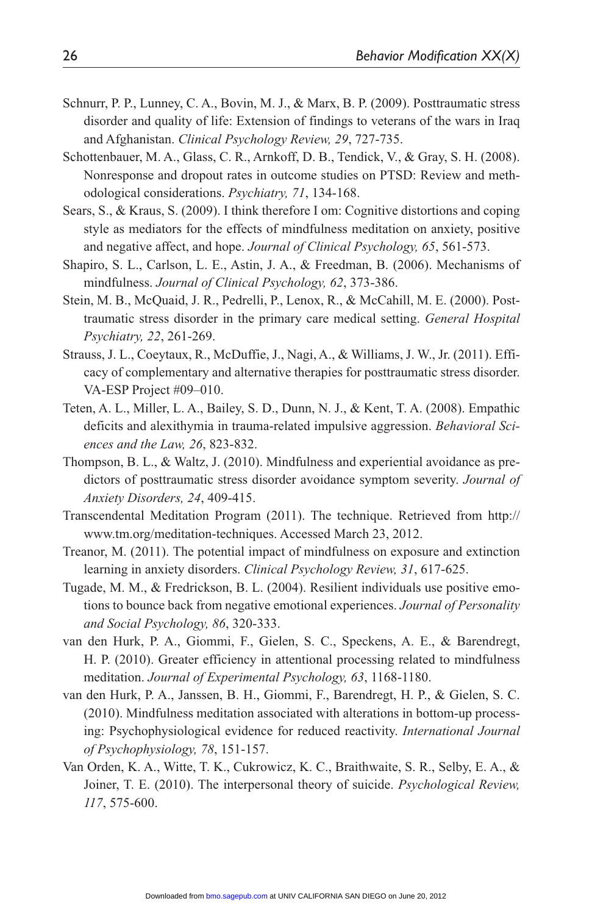Schnurr, P. P., Lunney, C. A., Bovin, M. J., & Marx, B. P. (2009). Posttraumatic stress disorder and quality of life: Extension of findings to veterans of the wars in Iraq and Afghanistan. *Clinical Psychology Review, 29*, 727-735.

Schottenbauer, M. A., Glass, C. R., Arnkoff, D. B., Tendick, V., & Gray, S. H. (2008). Nonresponse and dropout rates in outcome studies on PTSD: Review and methodological considerations. *Psychiatry, 71*, 134-168.

Sears, S., & Kraus, S. (2009). I think therefore I om: Cognitive distortions and coping style as mediators for the effects of mindfulness meditation on anxiety, positive and negative affect, and hope. *Journal of Clinical Psychology, 65*, 561-573.

Shapiro, S. L., Carlson, L. E., Astin, J. A., & Freedman, B. (2006). Mechanisms of mindfulness. *Journal of Clinical Psychology, 62*, 373-386.

Stein, M. B., McQuaid, J. R., Pedrelli, P., Lenox, R., & McCahill, M. E. (2000). Posttraumatic stress disorder in the primary care medical setting. *General Hospital Psychiatry, 22*, 261-269.

Strauss, J. L., Coeytaux, R., McDuffie, J., Nagi, A., & Williams, J. W., Jr. (2011). Efficacy of complementary and alternative therapies for posttraumatic stress disorder. VA-ESP Project #09–010.

Teten, A. L., Miller, L. A., Bailey, S. D., Dunn, N. J., & Kent, T. A. (2008). Empathic deficits and alexithymia in trauma-related impulsive aggression. *Behavioral Sciences and the Law, 26*, 823-832.

Thompson, B. L., & Waltz, J. (2010). Mindfulness and experiential avoidance as predictors of posttraumatic stress disorder avoidance symptom severity. *Journal of Anxiety Disorders, 24*, 409-415.

Transcendental Meditation Program (2011). The technique. Retrieved from http://www.tm.org/meditation-techniques. Accessed March 23, 2012.

Treanor, M. (2011). The potential impact of mindfulness on exposure and extinction learning in anxiety disorders. *Clinical Psychology Review, 31*, 617-625.

Tugade, M. M., & Fredrickson, B. L. (2004). Resilient individuals use positive emotions to bounce back from negative emotional experiences. *Journal of Personality and Social Psychology, 86*, 320-333.

van den Hurk, P. A., Giommi, F., Gielen, S. C., Speckens, A. E., & Barendregt, H. P. (2010). Greater efficiency in attentional processing related to mindfulness meditation. *Journal of Experimental Psychology, 63*, 1168-1180.

van den Hurk, P. A., Janssen, B. H., Giommi, F., Barendregt, H. P., & Gielen, S. C. (2010). Mindfulness meditation associated with alterations in bottom-up processing: Psychophysiological evidence for reduced reactivity. *International Journal of Psychophysiology, 78*, 151-157.

Van Orden, K. A., Witte, T. K., Cukrowicz, K. C., Braithwaite, S. R., Selby, E. A., & Joiner, T. E. (2010). The interpersonal theory of suicide. *Psychological Review, 117*, 575-600.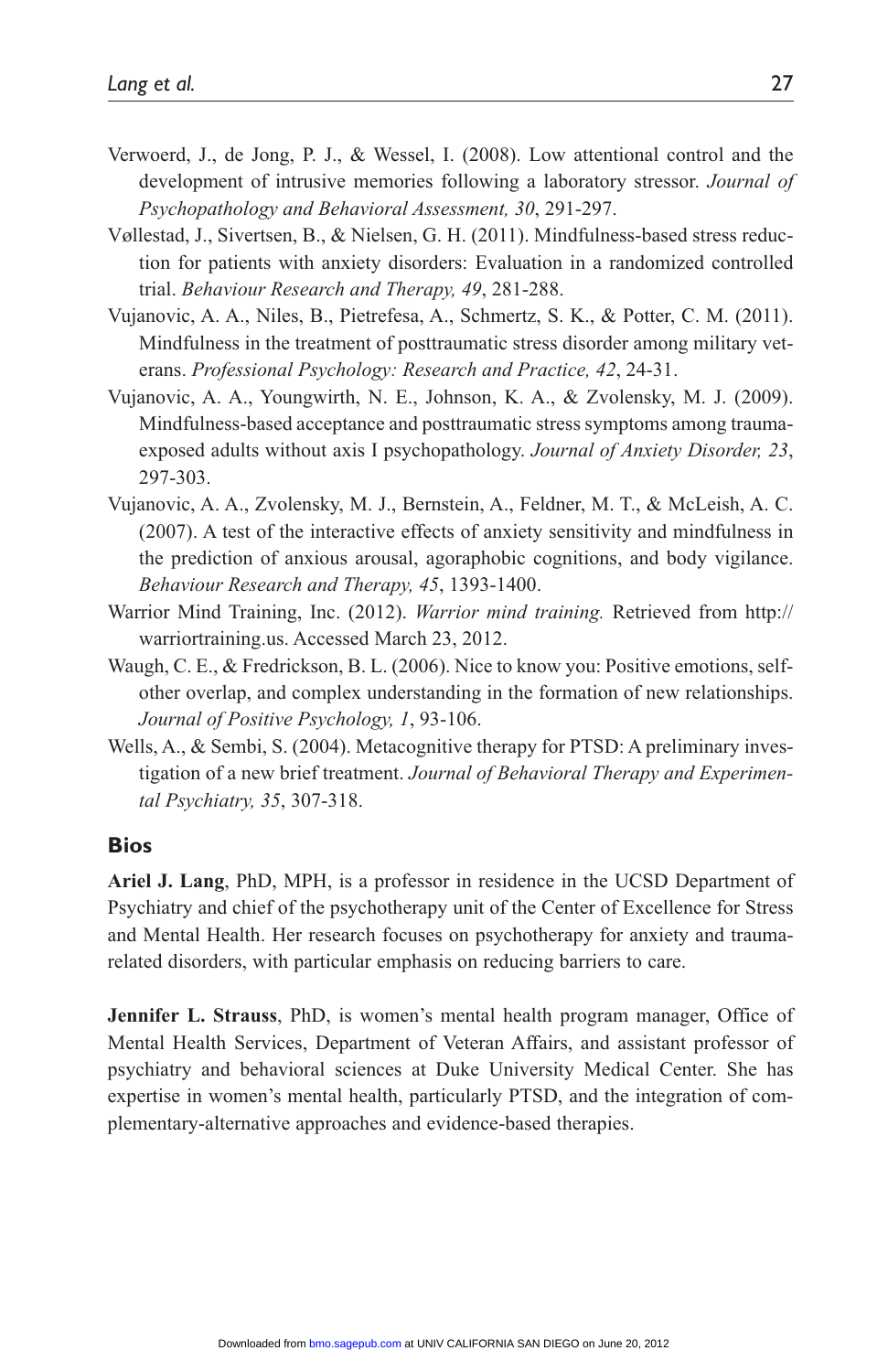Verwoerd, J., de Jong, P. J., & Wessel, I. (2008). Low attentional control and the development of intrusive memories following a laboratory stressor. *Journal of Psychopathology and Behavioral Assessment, 30*, 291-297.

Vøllestad, J., Sivertsen, B., & Nielsen, G. H. (2011). Mindfulness-based stress reduction for patients with anxiety disorders: Evaluation in a randomized controlled trial. *Behaviour Research and Therapy, 49*, 281-288.

Vujanovic, A. A., Niles, B., Pietrefesa, A., Schmertz, S. K., & Potter, C. M. (2011). Mindfulness in the treatment of posttraumatic stress disorder among military veterans. *Professional Psychology: Research and Practice, 42*, 24-31.

Vujanovic, A. A., Youngwirth, N. E., Johnson, K. A., & Zvolensky, M. J. (2009). Mindfulness-based acceptance and posttraumatic stress symptoms among trauma-exposed adults without axis I psychopathology. *Journal of Anxiety Disorder, 23*, 297-303.

Vujanovic, A. A., Zvolensky, M. J., Bernstein, A., Feldner, M. T., & McLeish, A. C. (2007). A test of the interactive effects of anxiety sensitivity and mindfulness in the prediction of anxious arousal, agoraphobic cognitions, and body vigilance. *Behaviour Research and Therapy, 45*, 1393-1400.

Warrior Mind Training, Inc. (2012). *Warrior mind training.* Retrieved from http://warriortraining.us. Accessed March 23, 2012.

Waugh, C. E., & Fredrickson, B. L. (2006). Nice to know you: Positive emotions, self-other overlap, and complex understanding in the formation of new relationships. *Journal of Positive Psychology, 1*, 93-106.

Wells, A., & Sembi, S. (2004). Metacognitive therapy for PTSD: A preliminary investigation of a new brief treatment. *Journal of Behavioral Therapy and Experimental Psychiatry, 35*, 307-318.

## Bios

**Ariel J. Lang**, PhD, MPH, is a professor in residence in the UCSD Department of Psychiatry and chief of the psychotherapy unit of the Center of Excellence for Stress and Mental Health. Her research focuses on psychotherapy for anxiety and trauma-related disorders, with particular emphasis on reducing barriers to care.

**Jennifer L. Strauss**, PhD, is women's mental health program manager, Office of Mental Health Services, Department of Veteran Affairs, and assistant professor of psychiatry and behavioral sciences at Duke University Medical Center. She has expertise in women's mental health, particularly PTSD, and the integration of complementary-alternative approaches and evidence-based therapies.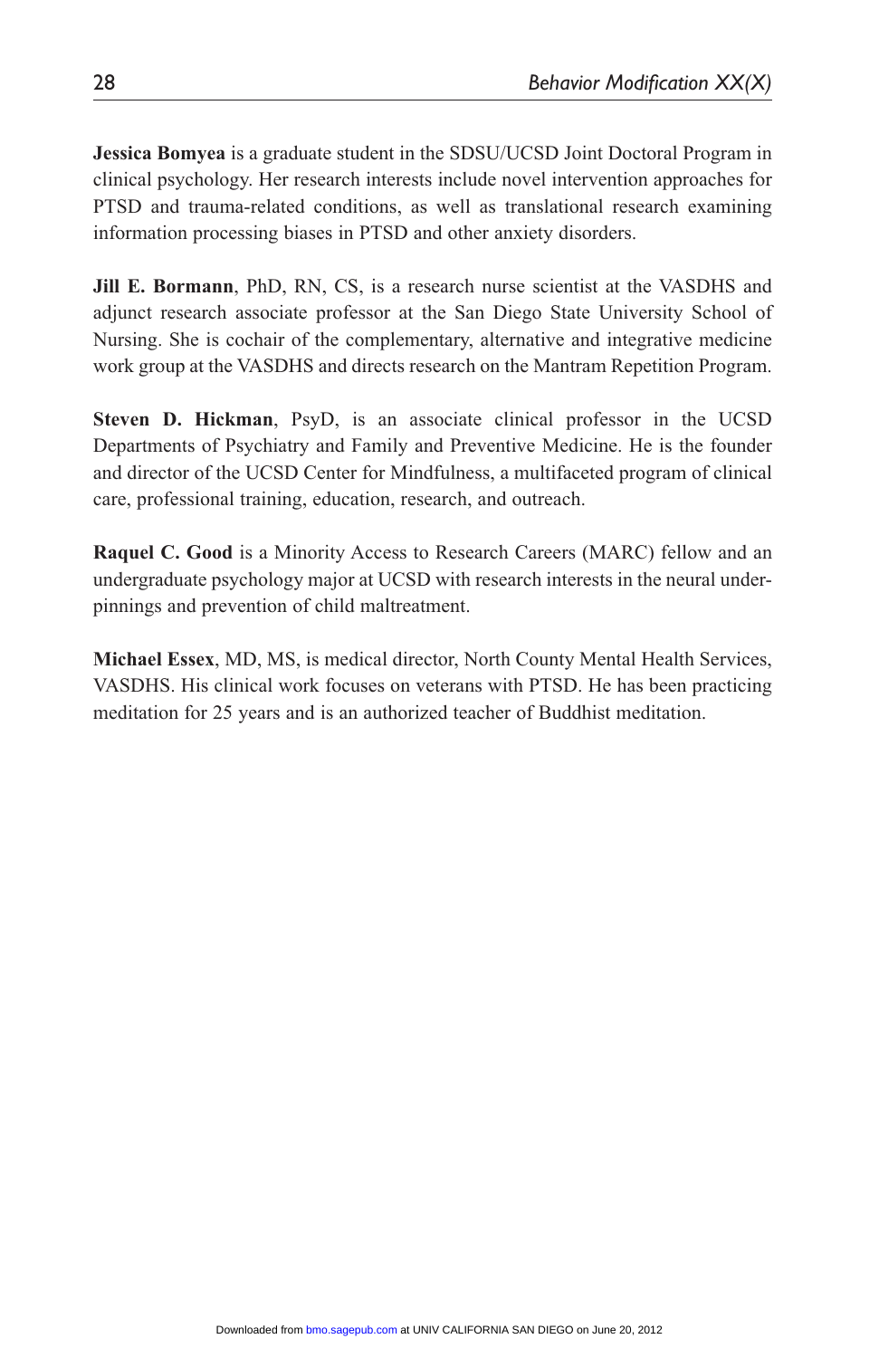**Jessica Bomyea** is a graduate student in the SDSU/UCSD Joint Doctoral Program in clinical psychology. Her research interests include novel intervention approaches for PTSD and trauma-related conditions, as well as translational research examining information processing biases in PTSD and other anxiety disorders.

**Jill E. Bormann**, PhD, RN, CS, is a research nurse scientist at the VASDHS and adjunct research associate professor at the San Diego State University School of Nursing. She is cochair of the complementary, alternative and integrative medicine work group at the VASDHS and directs research on the Mantram Repetition Program.

**Steven D. Hickman**, PsyD, is an associate clinical professor in the UCSD Departments of Psychiatry and Family and Preventive Medicine. He is the founder and director of the UCSD Center for Mindfulness, a multifaceted program of clinical care, professional training, education, research, and outreach.

**Raquel C. Good** is a Minority Access to Research Careers (MARC) fellow and an undergraduate psychology major at UCSD with research interests in the neural underpinnings and prevention of child maltreatment.

**Michael Essex**, MD, MS, is medical director, North County Mental Health Services, VASDHS. His clinical work focuses on veterans with PTSD. He has been practicing meditation for 25 years and is an authorized teacher of Buddhist meditation.